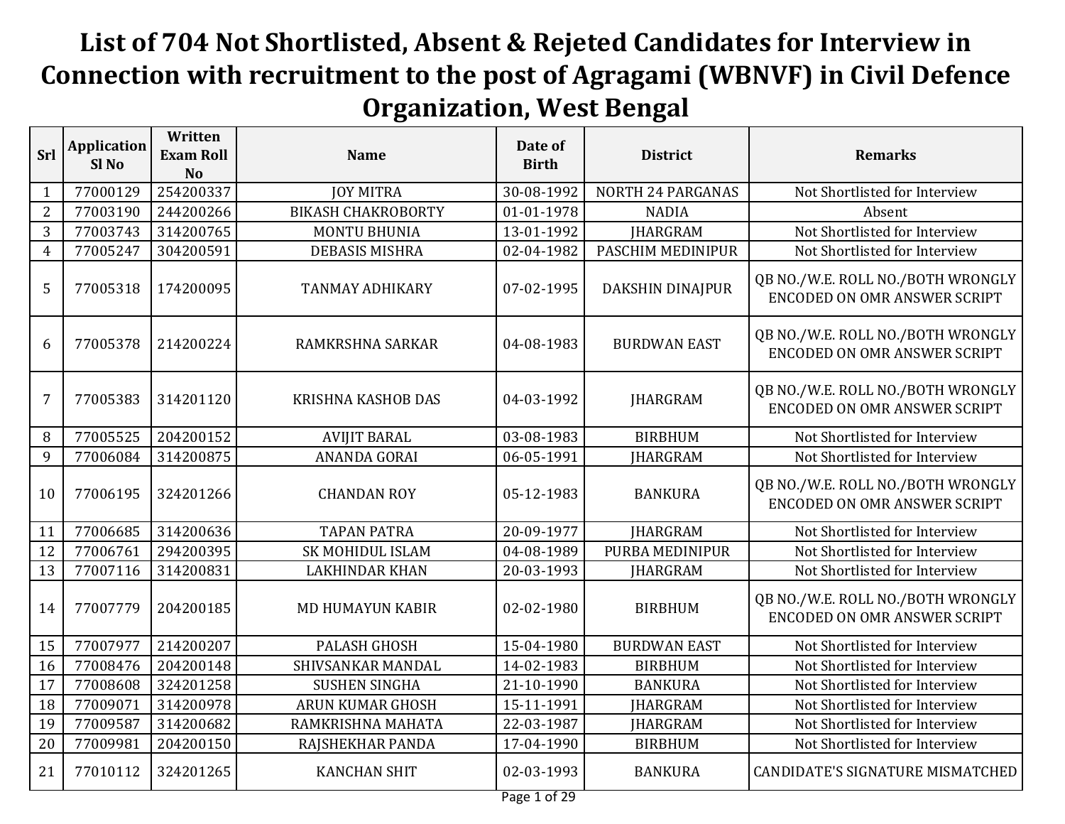# List of 704 Not Shortlisted, Absent & Rejeted Candidates for Interview in Connection with recruitment to the post of Agragami (WBNVF) in Civil Defence Organization, West Bengal

| Srl | Application Sl No | Written Exam Roll No | Name | Date of Birth | District | Remarks |
|---|---|---|---|---|---|---|
| 1 | 77000129 | 254200337 | JOY MITRA | 30-08-1992 | NORTH 24 PARGANAS | Not Shortlisted for Interview |
| 2 | 77003190 | 244200266 | BIKASH CHAKROBORTY | 01-01-1978 | NADIA | Absent |
| 3 | 77003743 | 314200765 | MONTU BHUNIA | 13-01-1992 | JHARGRAM | Not Shortlisted for Interview |
| 4 | 77005247 | 304200591 | DEBASIS MISHRA | 02-04-1982 | PASCHIM MEDINIPUR | Not Shortlisted for Interview |
| 5 | 77005318 | 174200095 | TANMAY ADHIKARY | 07-02-1995 | DAKSHIN DINAJPUR | QB NO./W.E. ROLL NO./BOTH WRONGLY ENCODED ON OMR ANSWER SCRIPT |
| 6 | 77005378 | 214200224 | RAMKRSHNA SARKAR | 04-08-1983 | BURDWAN EAST | QB NO./W.E. ROLL NO./BOTH WRONGLY ENCODED ON OMR ANSWER SCRIPT |
| 7 | 77005383 | 314201120 | KRISHNA KASHOB DAS | 04-03-1992 | JHARGRAM | QB NO./W.E. ROLL NO./BOTH WRONGLY ENCODED ON OMR ANSWER SCRIPT |
| 8 | 77005525 | 204200152 | AVIJIT BARAL | 03-08-1983 | BIRBHUM | Not Shortlisted for Interview |
| 9 | 77006084 | 314200875 | ANANDA GORAI | 06-05-1991 | JHARGRAM | Not Shortlisted for Interview |
| 10 | 77006195 | 324201266 | CHANDAN ROY | 05-12-1983 | BANKURA | QB NO./W.E. ROLL NO./BOTH WRONGLY ENCODED ON OMR ANSWER SCRIPT |
| 11 | 77006685 | 314200636 | TAPAN PATRA | 20-09-1977 | JHARGRAM | Not Shortlisted for Interview |
| 12 | 77006761 | 294200395 | SK MOHIDUL ISLAM | 04-08-1989 | PURBA MEDINIPUR | Not Shortlisted for Interview |
| 13 | 77007116 | 314200831 | LAKHINDAR KHAN | 20-03-1993 | JHARGRAM | Not Shortlisted for Interview |
| 14 | 77007779 | 204200185 | MD HUMAYUN KABIR | 02-02-1980 | BIRBHUM | QB NO./W.E. ROLL NO./BOTH WRONGLY ENCODED ON OMR ANSWER SCRIPT |
| 15 | 77007977 | 214200207 | PALASH GHOSH | 15-04-1980 | BURDWAN EAST | Not Shortlisted for Interview |
| 16 | 77008476 | 204200148 | SHIVSANKAR MANDAL | 14-02-1983 | BIRBHUM | Not Shortlisted for Interview |
| 17 | 77008608 | 324201258 | SUSHEN SINGHA | 21-10-1990 | BANKURA | Not Shortlisted for Interview |
| 18 | 77009071 | 314200978 | ARUN KUMAR GHOSH | 15-11-1991 | JHARGRAM | Not Shortlisted for Interview |
| 19 | 77009587 | 314200682 | RAMKRISHNA MAHATA | 22-03-1987 | JHARGRAM | Not Shortlisted for Interview |
| 20 | 77009981 | 204200150 | RAJSHEKHAR PANDA | 17-04-1990 | BIRBHUM | Not Shortlisted for Interview |
| 21 | 77010112 | 324201265 | KANCHAN SHIT | 02-03-1993 | BANKURA | CANDIDATE'S SIGNATURE MISMATCHED |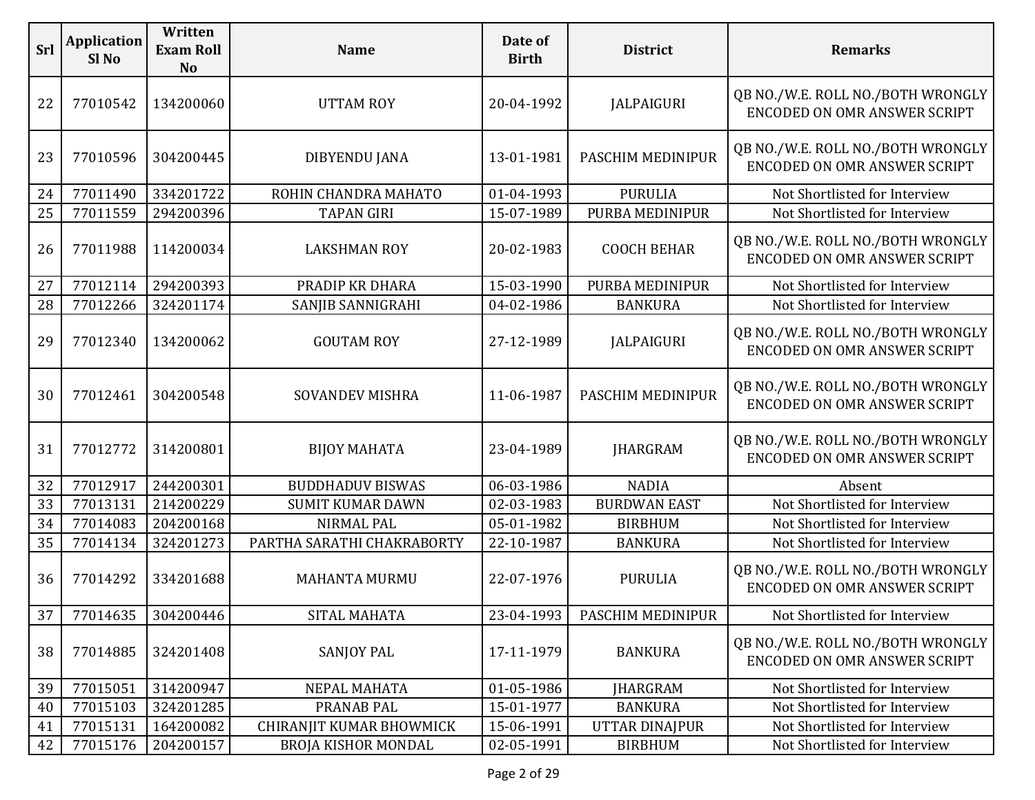| Srl | Application Sl No | Written Exam Roll No | Name | Date of Birth | District | Remarks |
|---|---|---|---|---|---|---|
| 22 | 77010542 | 134200060 | UTTAM ROY | 20-04-1992 | JALPAIGURI | QB NO./W.E. ROLL NO./BOTH WRONGLY ENCODED ON OMR ANSWER SCRIPT |
| 23 | 77010596 | 304200445 | DIBYENDU JANA | 13-01-1981 | PASCHIM MEDINIPUR | QB NO./W.E. ROLL NO./BOTH WRONGLY ENCODED ON OMR ANSWER SCRIPT |
| 24 | 77011490 | 334201722 | ROHIN CHANDRA MAHATO | 01-04-1993 | PURULIA | Not Shortlisted for Interview |
| 25 | 77011559 | 294200396 | TAPAN GIRI | 15-07-1989 | PURBA MEDINIPUR | Not Shortlisted for Interview |
| 26 | 77011988 | 114200034 | LAKSHMAN ROY | 20-02-1983 | COOCH BEHAR | QB NO./W.E. ROLL NO./BOTH WRONGLY ENCODED ON OMR ANSWER SCRIPT |
| 27 | 77012114 | 294200393 | PRADIP KR DHARA | 15-03-1990 | PURBA MEDINIPUR | Not Shortlisted for Interview |
| 28 | 77012266 | 324201174 | SANJIB SANNIGRAHI | 04-02-1986 | BANKURA | Not Shortlisted for Interview |
| 29 | 77012340 | 134200062 | GOUTAM ROY | 27-12-1989 | JALPAIGURI | QB NO./W.E. ROLL NO./BOTH WRONGLY ENCODED ON OMR ANSWER SCRIPT |
| 30 | 77012461 | 304200548 | SOVANDEV MISHRA | 11-06-1987 | PASCHIM MEDINIPUR | QB NO./W.E. ROLL NO./BOTH WRONGLY ENCODED ON OMR ANSWER SCRIPT |
| 31 | 77012772 | 314200801 | BIJOY MAHATA | 23-04-1989 | JHARGRAM | QB NO./W.E. ROLL NO./BOTH WRONGLY ENCODED ON OMR ANSWER SCRIPT |
| 32 | 77012917 | 244200301 | BUDDHADUV BISWAS | 06-03-1986 | NADIA | Absent |
| 33 | 77013131 | 214200229 | SUMIT KUMAR DAWN | 02-03-1983 | BURDWAN EAST | Not Shortlisted for Interview |
| 34 | 77014083 | 204200168 | NIRMAL PAL | 05-01-1982 | BIRBHUM | Not Shortlisted for Interview |
| 35 | 77014134 | 324201273 | PARTHA SARATHI CHAKRABORTY | 22-10-1987 | BANKURA | Not Shortlisted for Interview |
| 36 | 77014292 | 334201688 | MAHANTA MURMU | 22-07-1976 | PURULIA | QB NO./W.E. ROLL NO./BOTH WRONGLY ENCODED ON OMR ANSWER SCRIPT |
| 37 | 77014635 | 304200446 | SITAL MAHATA | 23-04-1993 | PASCHIM MEDINIPUR | Not Shortlisted for Interview |
| 38 | 77014885 | 324201408 | SANJOY PAL | 17-11-1979 | BANKURA | QB NO./W.E. ROLL NO./BOTH WRONGLY ENCODED ON OMR ANSWER SCRIPT |
| 39 | 77015051 | 314200947 | NEPAL MAHATA | 01-05-1986 | JHARGRAM | Not Shortlisted for Interview |
| 40 | 77015103 | 324201285 | PRANAB PAL | 15-01-1977 | BANKURA | Not Shortlisted for Interview |
| 41 | 77015131 | 164200082 | CHIRANJIT KUMAR BHOWMICK | 15-06-1991 | UTTAR DINAJPUR | Not Shortlisted for Interview |
| 42 | 77015176 | 204200157 | BROJA KISHOR MONDAL | 02-05-1991 | BIRBHUM | Not Shortlisted for Interview |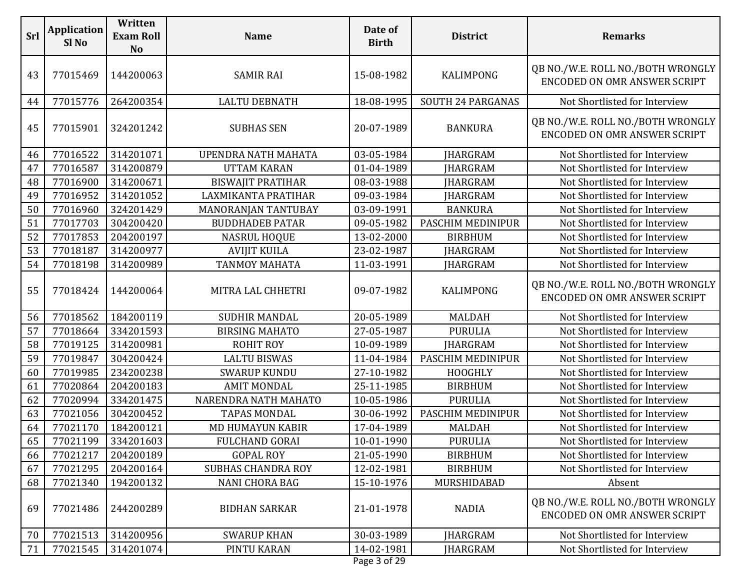| Srl | Application Sl No | Written Exam Roll No | Name | Date of Birth | District | Remarks |
|---|---|---|---|---|---|---|
| 43 | 77015469 | 144200063 | SAMIR RAI | 15-08-1982 | KALIMPONG | QB NO./W.E. ROLL NO./BOTH WRONGLY ENCODED ON OMR ANSWER SCRIPT |
| 44 | 77015776 | 264200354 | LALTU DEBNATH | 18-08-1995 | SOUTH 24 PARGANAS | Not Shortlisted for Interview |
| 45 | 77015901 | 324201242 | SUBHAS SEN | 20-07-1989 | BANKURA | QB NO./W.E. ROLL NO./BOTH WRONGLY ENCODED ON OMR ANSWER SCRIPT |
| 46 | 77016522 | 314201071 | UPENDRA NATH MAHATA | 03-05-1984 | JHARGRAM | Not Shortlisted for Interview |
| 47 | 77016587 | 314200879 | UTTAM KARAN | 01-04-1989 | JHARGRAM | Not Shortlisted for Interview |
| 48 | 77016900 | 314200671 | BISWAJIT PRATIHAR | 08-03-1988 | JHARGRAM | Not Shortlisted for Interview |
| 49 | 77016952 | 314201052 | LAXMIKANTA PRATIHAR | 09-03-1984 | JHARGRAM | Not Shortlisted for Interview |
| 50 | 77016960 | 324201429 | MANORANJAN TANTUBAY | 03-09-1991 | BANKURA | Not Shortlisted for Interview |
| 51 | 77017703 | 304200420 | BUDDHADEB PATAR | 09-05-1982 | PASCHIM MEDINIPUR | Not Shortlisted for Interview |
| 52 | 77017853 | 204200197 | NASRUL HOQUE | 13-02-2000 | BIRBHUM | Not Shortlisted for Interview |
| 53 | 77018187 | 314200977 | AVIJIT KUILA | 23-02-1987 | JHARGRAM | Not Shortlisted for Interview |
| 54 | 77018198 | 314200989 | TANMOY MAHATA | 11-03-1991 | JHARGRAM | Not Shortlisted for Interview |
| 55 | 77018424 | 144200064 | MITRA LAL CHHETRI | 09-07-1982 | KALIMPONG | QB NO./W.E. ROLL NO./BOTH WRONGLY ENCODED ON OMR ANSWER SCRIPT |
| 56 | 77018562 | 184200119 | SUDHIR MANDAL | 20-05-1989 | MALDAH | Not Shortlisted for Interview |
| 57 | 77018664 | 334201593 | BIRSING MAHATO | 27-05-1987 | PURULIA | Not Shortlisted for Interview |
| 58 | 77019125 | 314200981 | ROHIT ROY | 10-09-1989 | JHARGRAM | Not Shortlisted for Interview |
| 59 | 77019847 | 304200424 | LALTU BISWAS | 11-04-1984 | PASCHIM MEDINIPUR | Not Shortlisted for Interview |
| 60 | 77019985 | 234200238 | SWARUP KUNDU | 27-10-1982 | HOOGHLY | Not Shortlisted for Interview |
| 61 | 77020864 | 204200183 | AMIT MONDAL | 25-11-1985 | BIRBHUM | Not Shortlisted for Interview |
| 62 | 77020994 | 334201475 | NARENDRA NATH MAHATO | 10-05-1986 | PURULIA | Not Shortlisted for Interview |
| 63 | 77021056 | 304200452 | TAPAS MONDAL | 30-06-1992 | PASCHIM MEDINIPUR | Not Shortlisted for Interview |
| 64 | 77021170 | 184200121 | MD HUMAYUN KABIR | 17-04-1989 | MALDAH | Not Shortlisted for Interview |
| 65 | 77021199 | 334201603 | FULCHAND GORAI | 10-01-1990 | PURULIA | Not Shortlisted for Interview |
| 66 | 77021217 | 204200189 | GOPAL ROY | 21-05-1990 | BIRBHUM | Not Shortlisted for Interview |
| 67 | 77021295 | 204200164 | SUBHAS CHANDRA ROY | 12-02-1981 | BIRBHUM | Not Shortlisted for Interview |
| 68 | 77021340 | 194200132 | NANI CHORA BAG | 15-10-1976 | MURSHIDABAD | Absent |
| 69 | 77021486 | 244200289 | BIDHAN SARKAR | 21-01-1978 | NADIA | QB NO./W.E. ROLL NO./BOTH WRONGLY ENCODED ON OMR ANSWER SCRIPT |
| 70 | 77021513 | 314200956 | SWARUP KHAN | 30-03-1989 | JHARGRAM | Not Shortlisted for Interview |
| 71 | 77021545 | 314201074 | PINTU KARAN | 14-02-1981 | JHARGRAM | Not Shortlisted for Interview |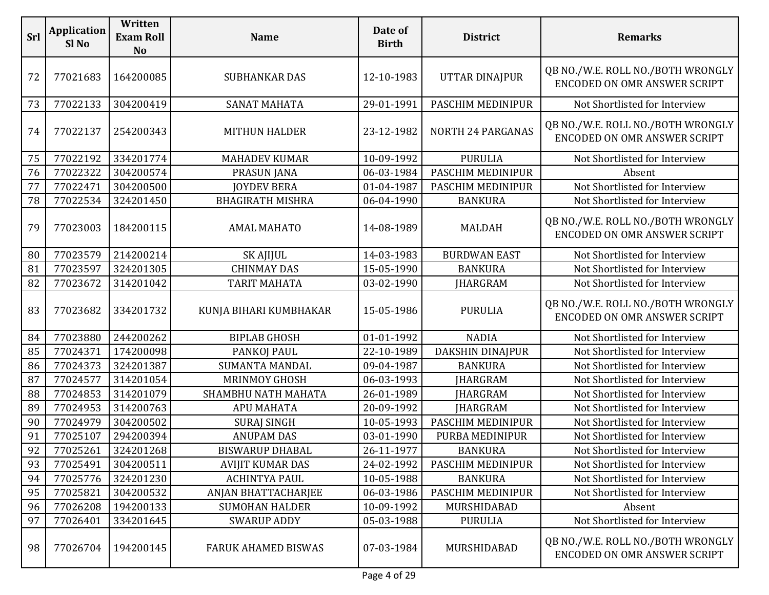| Srl | Application Sl No | Written Exam Roll No | Name | Date of Birth | District | Remarks |
|---|---|---|---|---|---|---|
| 72 | 77021683 | 164200085 | SUBHANKAR DAS | 12-10-1983 | UTTAR DINAJPUR | QB NO./W.E. ROLL NO./BOTH WRONGLY ENCODED ON OMR ANSWER SCRIPT |
| 73 | 77022133 | 304200419 | SANAT MAHATA | 29-01-1991 | PASCHIM MEDINIPUR | Not Shortlisted for Interview |
| 74 | 77022137 | 254200343 | MITHUN HALDER | 23-12-1982 | NORTH 24 PARGANAS | QB NO./W.E. ROLL NO./BOTH WRONGLY ENCODED ON OMR ANSWER SCRIPT |
| 75 | 77022192 | 334201774 | MAHADEV KUMAR | 10-09-1992 | PURULIA | Not Shortlisted for Interview |
| 76 | 77022322 | 304200574 | PRASUN JANA | 06-03-1984 | PASCHIM MEDINIPUR | Absent |
| 77 | 77022471 | 304200500 | JOYDEV BERA | 01-04-1987 | PASCHIM MEDINIPUR | Not Shortlisted for Interview |
| 78 | 77022534 | 324201450 | BHAGIRATH MISHRA | 06-04-1990 | BANKURA | Not Shortlisted for Interview |
| 79 | 77023003 | 184200115 | AMAL MAHATO | 14-08-1989 | MALDAH | QB NO./W.E. ROLL NO./BOTH WRONGLY ENCODED ON OMR ANSWER SCRIPT |
| 80 | 77023579 | 214200214 | SK AJIJUL | 14-03-1983 | BURDWAN EAST | Not Shortlisted for Interview |
| 81 | 77023597 | 324201305 | CHINMAY DAS | 15-05-1990 | BANKURA | Not Shortlisted for Interview |
| 82 | 77023672 | 314201042 | TARIT MAHATA | 03-02-1990 | JHARGRAM | Not Shortlisted for Interview |
| 83 | 77023682 | 334201732 | KUNJA BIHARI KUMBHAKAR | 15-05-1986 | PURULIA | QB NO./W.E. ROLL NO./BOTH WRONGLY ENCODED ON OMR ANSWER SCRIPT |
| 84 | 77023880 | 244200262 | BIPLAB GHOSH | 01-01-1992 | NADIA | Not Shortlisted for Interview |
| 85 | 77024371 | 174200098 | PANKOJ PAUL | 22-10-1989 | DAKSHIN DINAJPUR | Not Shortlisted for Interview |
| 86 | 77024373 | 324201387 | SUMANTA MANDAL | 09-04-1987 | BANKURA | Not Shortlisted for Interview |
| 87 | 77024577 | 314201054 | MRINMOY GHOSH | 06-03-1993 | JHARGRAM | Not Shortlisted for Interview |
| 88 | 77024853 | 314201079 | SHAMBHU NATH MAHATA | 26-01-1989 | JHARGRAM | Not Shortlisted for Interview |
| 89 | 77024953 | 314200763 | APU MAHATA | 20-09-1992 | JHARGRAM | Not Shortlisted for Interview |
| 90 | 77024979 | 304200502 | SURAJ SINGH | 10-05-1993 | PASCHIM MEDINIPUR | Not Shortlisted for Interview |
| 91 | 77025107 | 294200394 | ANUPAM DAS | 03-01-1990 | PURBA MEDINIPUR | Not Shortlisted for Interview |
| 92 | 77025261 | 324201268 | BISWARUP DHABAL | 26-11-1977 | BANKURA | Not Shortlisted for Interview |
| 93 | 77025491 | 304200511 | AVIJIT KUMAR DAS | 24-02-1992 | PASCHIM MEDINIPUR | Not Shortlisted for Interview |
| 94 | 77025776 | 324201230 | ACHINTYA PAUL | 10-05-1988 | BANKURA | Not Shortlisted for Interview |
| 95 | 77025821 | 304200532 | ANJAN BHATTACHARJEE | 06-03-1986 | PASCHIM MEDINIPUR | Not Shortlisted for Interview |
| 96 | 77026208 | 194200133 | SUMOHAN HALDER | 10-09-1992 | MURSHIDABAD | Absent |
| 97 | 77026401 | 334201645 | SWARUP ADDY | 05-03-1988 | PURULIA | Not Shortlisted for Interview |
| 98 | 77026704 | 194200145 | FARUK AHAMED BISWAS | 07-03-1984 | MURSHIDABAD | QB NO./W.E. ROLL NO./BOTH WRONGLY ENCODED ON OMR ANSWER SCRIPT |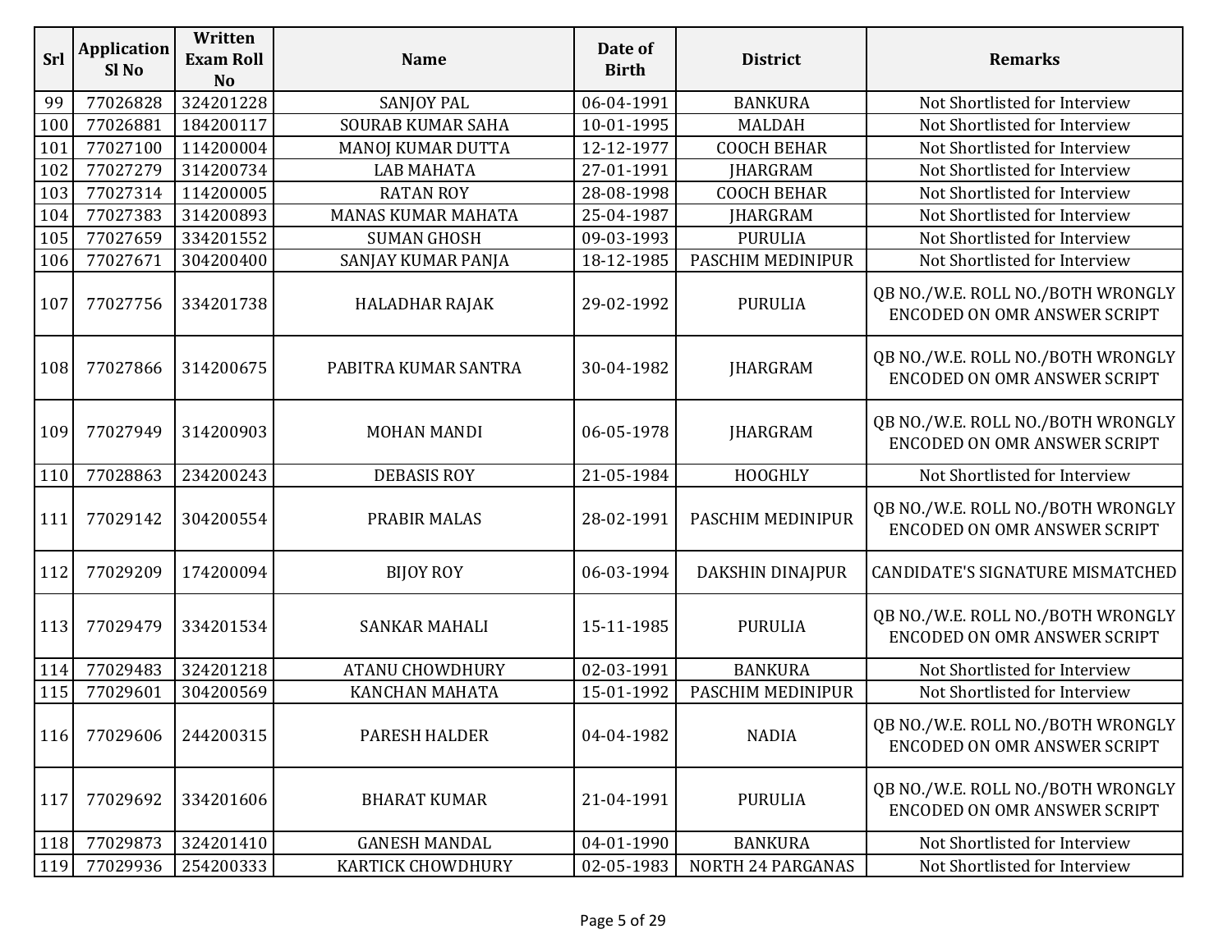| Srl | Application Sl No | Written Exam Roll No | Name | Date of Birth | District | Remarks |
|---|---|---|---|---|---|---|
| 99 | 77026828 | 324201228 | SANJOY PAL | 06-04-1991 | BANKURA | Not Shortlisted for Interview |
| 100 | 77026881 | 184200117 | SOURAB KUMAR SAHA | 10-01-1995 | MALDAH | Not Shortlisted for Interview |
| 101 | 77027100 | 114200004 | MANOJ KUMAR DUTTA | 12-12-1977 | COOCH BEHAR | Not Shortlisted for Interview |
| 102 | 77027279 | 314200734 | LAB MAHATA | 27-01-1991 | JHARGRAM | Not Shortlisted for Interview |
| 103 | 77027314 | 114200005 | RATAN ROY | 28-08-1998 | COOCH BEHAR | Not Shortlisted for Interview |
| 104 | 77027383 | 314200893 | MANAS KUMAR MAHATA | 25-04-1987 | JHARGRAM | Not Shortlisted for Interview |
| 105 | 77027659 | 334201552 | SUMAN GHOSH | 09-03-1993 | PURULIA | Not Shortlisted for Interview |
| 106 | 77027671 | 304200400 | SANJAY KUMAR PANJA | 18-12-1985 | PASCHIM MEDINIPUR | Not Shortlisted for Interview |
| 107 | 77027756 | 334201738 | HALADHAR RAJAK | 29-02-1992 | PURULIA | QB NO./W.E. ROLL NO./BOTH WRONGLY ENCODED ON OMR ANSWER SCRIPT |
| 108 | 77027866 | 314200675 | PABITRA KUMAR SANTRA | 30-04-1982 | JHARGRAM | QB NO./W.E. ROLL NO./BOTH WRONGLY ENCODED ON OMR ANSWER SCRIPT |
| 109 | 77027949 | 314200903 | MOHAN MANDI | 06-05-1978 | JHARGRAM | QB NO./W.E. ROLL NO./BOTH WRONGLY ENCODED ON OMR ANSWER SCRIPT |
| 110 | 77028863 | 234200243 | DEBASIS ROY | 21-05-1984 | HOOGHLY | Not Shortlisted for Interview |
| 111 | 77029142 | 304200554 | PRABIR MALAS | 28-02-1991 | PASCHIM MEDINIPUR | QB NO./W.E. ROLL NO./BOTH WRONGLY ENCODED ON OMR ANSWER SCRIPT |
| 112 | 77029209 | 174200094 | BIJOY ROY | 06-03-1994 | DAKSHIN DINAJPUR | CANDIDATE'S SIGNATURE MISMATCHED |
| 113 | 77029479 | 334201534 | SANKAR MAHALI | 15-11-1985 | PURULIA | QB NO./W.E. ROLL NO./BOTH WRONGLY ENCODED ON OMR ANSWER SCRIPT |
| 114 | 77029483 | 324201218 | ATANU CHOWDHURY | 02-03-1991 | BANKURA | Not Shortlisted for Interview |
| 115 | 77029601 | 304200569 | KANCHAN MAHATA | 15-01-1992 | PASCHIM MEDINIPUR | Not Shortlisted for Interview |
| 116 | 77029606 | 244200315 | PARESH HALDER | 04-04-1982 | NADIA | QB NO./W.E. ROLL NO./BOTH WRONGLY ENCODED ON OMR ANSWER SCRIPT |
| 117 | 77029692 | 334201606 | BHARAT KUMAR | 21-04-1991 | PURULIA | QB NO./W.E. ROLL NO./BOTH WRONGLY ENCODED ON OMR ANSWER SCRIPT |
| 118 | 77029873 | 324201410 | GANESH MANDAL | 04-01-1990 | BANKURA | Not Shortlisted for Interview |
| 119 | 77029936 | 254200333 | KARTICK CHOWDHURY | 02-05-1983 | NORTH 24 PARGANAS | Not Shortlisted for Interview |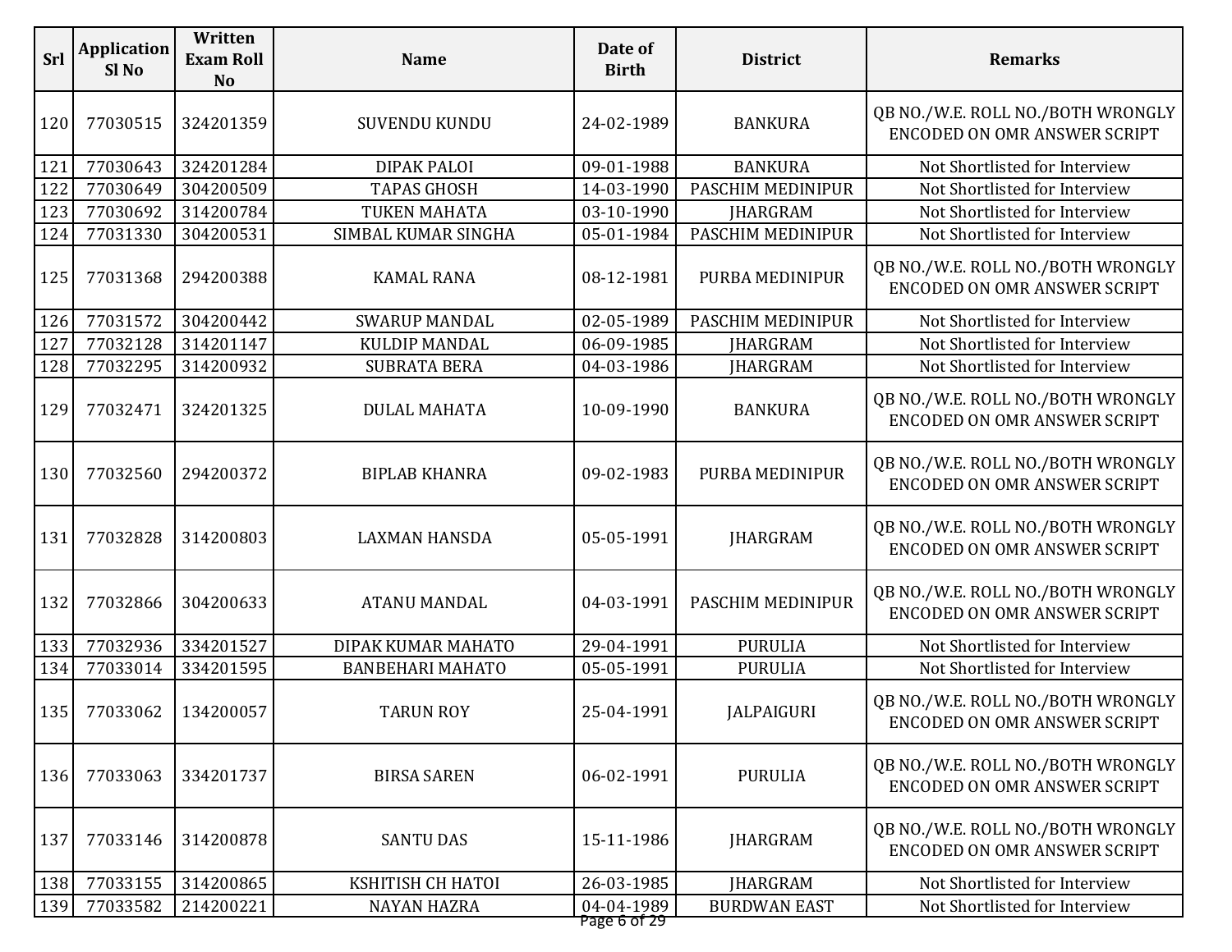| Srl | Application Sl No | Written Exam Roll No | Name | Date of Birth | District | Remarks |
|---|---|---|---|---|---|---|
| 120 | 77030515 | 324201359 | SUVENDU KUNDU | 24-02-1989 | BANKURA | QB NO./W.E. ROLL NO./BOTH WRONGLY ENCODED ON OMR ANSWER SCRIPT |
| 121 | 77030643 | 324201284 | DIPAK PALOI | 09-01-1988 | BANKURA | Not Shortlisted for Interview |
| 122 | 77030649 | 304200509 | TAPAS GHOSH | 14-03-1990 | PASCHIM MEDINIPUR | Not Shortlisted for Interview |
| 123 | 77030692 | 314200784 | TUKEN MAHATA | 03-10-1990 | JHARGRAM | Not Shortlisted for Interview |
| 124 | 77031330 | 304200531 | SIMBAL KUMAR SINGHA | 05-01-1984 | PASCHIM MEDINIPUR | Not Shortlisted for Interview |
| 125 | 77031368 | 294200388 | KAMAL RANA | 08-12-1981 | PURBA MEDINIPUR | QB NO./W.E. ROLL NO./BOTH WRONGLY ENCODED ON OMR ANSWER SCRIPT |
| 126 | 77031572 | 304200442 | SWARUP MANDAL | 02-05-1989 | PASCHIM MEDINIPUR | Not Shortlisted for Interview |
| 127 | 77032128 | 314201147 | KULDIP MANDAL | 06-09-1985 | JHARGRAM | Not Shortlisted for Interview |
| 128 | 77032295 | 314200932 | SUBRATA BERA | 04-03-1986 | JHARGRAM | Not Shortlisted for Interview |
| 129 | 77032471 | 324201325 | DULAL MAHATA | 10-09-1990 | BANKURA | QB NO./W.E. ROLL NO./BOTH WRONGLY ENCODED ON OMR ANSWER SCRIPT |
| 130 | 77032560 | 294200372 | BIPLAB KHANRA | 09-02-1983 | PURBA MEDINIPUR | QB NO./W.E. ROLL NO./BOTH WRONGLY ENCODED ON OMR ANSWER SCRIPT |
| 131 | 77032828 | 314200803 | LAXMAN HANSDA | 05-05-1991 | JHARGRAM | QB NO./W.E. ROLL NO./BOTH WRONGLY ENCODED ON OMR ANSWER SCRIPT |
| 132 | 77032866 | 304200633 | ATANU MANDAL | 04-03-1991 | PASCHIM MEDINIPUR | QB NO./W.E. ROLL NO./BOTH WRONGLY ENCODED ON OMR ANSWER SCRIPT |
| 133 | 77032936 | 334201527 | DIPAK KUMAR MAHATO | 29-04-1991 | PURULIA | Not Shortlisted for Interview |
| 134 | 77033014 | 334201595 | BANBEHARI MAHATO | 05-05-1991 | PURULIA | Not Shortlisted for Interview |
| 135 | 77033062 | 134200057 | TARUN ROY | 25-04-1991 | JALPAIGURI | QB NO./W.E. ROLL NO./BOTH WRONGLY ENCODED ON OMR ANSWER SCRIPT |
| 136 | 77033063 | 334201737 | BIRSA SAREN | 06-02-1991 | PURULIA | QB NO./W.E. ROLL NO./BOTH WRONGLY ENCODED ON OMR ANSWER SCRIPT |
| 137 | 77033146 | 314200878 | SANTU DAS | 15-11-1986 | JHARGRAM | QB NO./W.E. ROLL NO./BOTH WRONGLY ENCODED ON OMR ANSWER SCRIPT |
| 138 | 77033155 | 314200865 | KSHITISH CH HATOI | 26-03-1985 | JHARGRAM | Not Shortlisted for Interview |
| 139 | 77033582 | 214200221 | NAYAN HAZRA | 04-04-1989 | BURDWAN EAST | Not Shortlisted for Interview |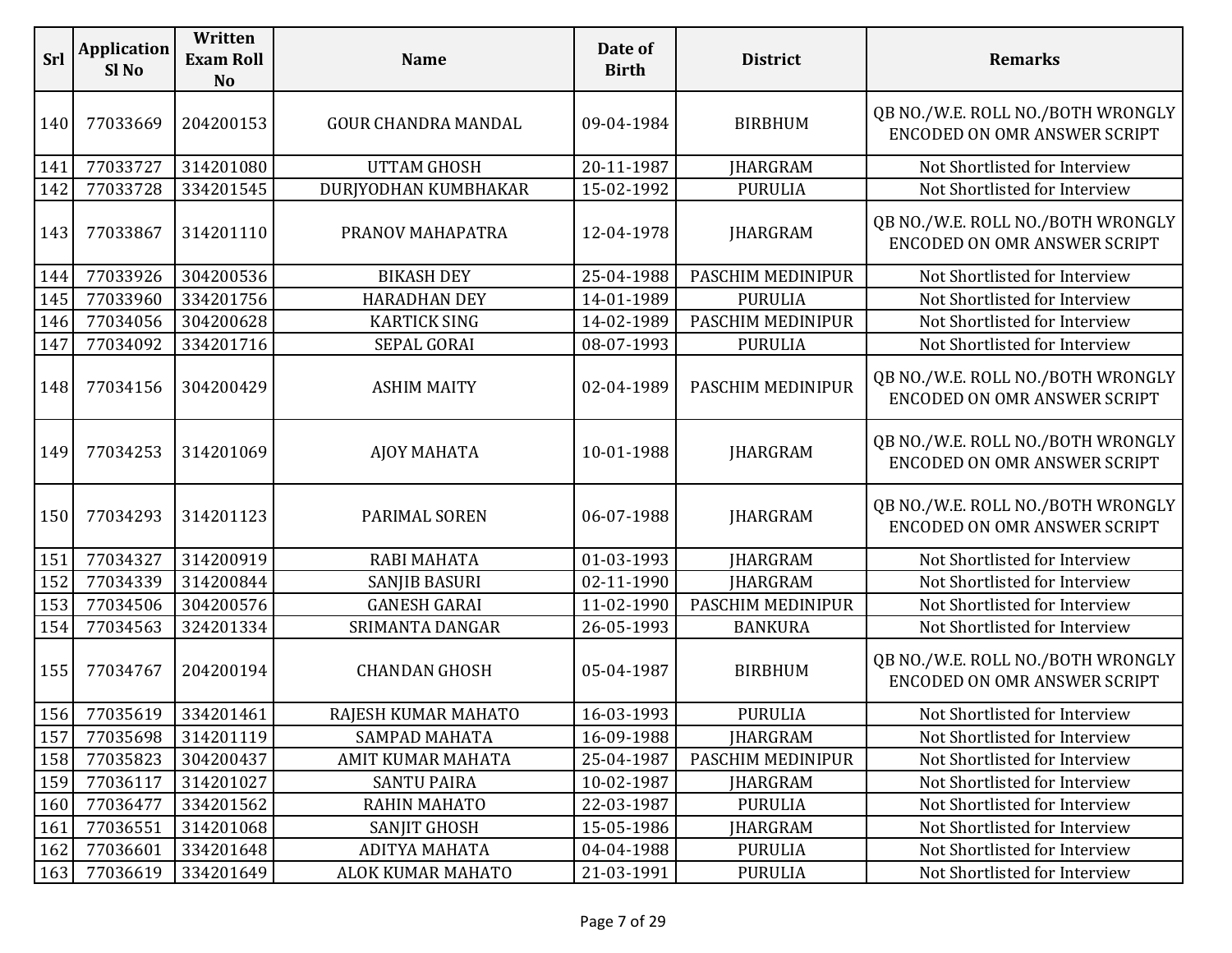| Srl | Application Sl No | Written Exam Roll No | Name | Date of Birth | District | Remarks |
|---|---|---|---|---|---|---|
| 140 | 77033669 | 204200153 | GOUR CHANDRA MANDAL | 09-04-1984 | BIRBHUM | QB NO./W.E. ROLL NO./BOTH WRONGLY ENCODED ON OMR ANSWER SCRIPT |
| 141 | 77033727 | 314201080 | UTTAM GHOSH | 20-11-1987 | JHARGRAM | Not Shortlisted for Interview |
| 142 | 77033728 | 334201545 | DURJYODHAN KUMBHAKAR | 15-02-1992 | PURULIA | Not Shortlisted for Interview |
| 143 | 77033867 | 314201110 | PRANOV MAHAPATRA | 12-04-1978 | JHARGRAM | QB NO./W.E. ROLL NO./BOTH WRONGLY ENCODED ON OMR ANSWER SCRIPT |
| 144 | 77033926 | 304200536 | BIKASH DEY | 25-04-1988 | PASCHIM MEDINIPUR | Not Shortlisted for Interview |
| 145 | 77033960 | 334201756 | HARADHAN DEY | 14-01-1989 | PURULIA | Not Shortlisted for Interview |
| 146 | 77034056 | 304200628 | KARTICK SING | 14-02-1989 | PASCHIM MEDINIPUR | Not Shortlisted for Interview |
| 147 | 77034092 | 334201716 | SEPAL GORAI | 08-07-1993 | PURULIA | Not Shortlisted for Interview |
| 148 | 77034156 | 304200429 | ASHIM MAITY | 02-04-1989 | PASCHIM MEDINIPUR | QB NO./W.E. ROLL NO./BOTH WRONGLY ENCODED ON OMR ANSWER SCRIPT |
| 149 | 77034253 | 314201069 | AJOY MAHATA | 10-01-1988 | JHARGRAM | QB NO./W.E. ROLL NO./BOTH WRONGLY ENCODED ON OMR ANSWER SCRIPT |
| 150 | 77034293 | 314201123 | PARIMAL SOREN | 06-07-1988 | JHARGRAM | QB NO./W.E. ROLL NO./BOTH WRONGLY ENCODED ON OMR ANSWER SCRIPT |
| 151 | 77034327 | 314200919 | RABI MAHATA | 01-03-1993 | JHARGRAM | Not Shortlisted for Interview |
| 152 | 77034339 | 314200844 | SANJIB BASURI | 02-11-1990 | JHARGRAM | Not Shortlisted for Interview |
| 153 | 77034506 | 304200576 | GANESH GARAI | 11-02-1990 | PASCHIM MEDINIPUR | Not Shortlisted for Interview |
| 154 | 77034563 | 324201334 | SRIMANTA DANGAR | 26-05-1993 | BANKURA | Not Shortlisted for Interview |
| 155 | 77034767 | 204200194 | CHANDAN GHOSH | 05-04-1987 | BIRBHUM | QB NO./W.E. ROLL NO./BOTH WRONGLY ENCODED ON OMR ANSWER SCRIPT |
| 156 | 77035619 | 334201461 | RAJESH KUMAR MAHATO | 16-03-1993 | PURULIA | Not Shortlisted for Interview |
| 157 | 77035698 | 314201119 | SAMPAD MAHATA | 16-09-1988 | JHARGRAM | Not Shortlisted for Interview |
| 158 | 77035823 | 304200437 | AMIT KUMAR MAHATA | 25-04-1987 | PASCHIM MEDINIPUR | Not Shortlisted for Interview |
| 159 | 77036117 | 314201027 | SANTU PAIRA | 10-02-1987 | JHARGRAM | Not Shortlisted for Interview |
| 160 | 77036477 | 334201562 | RAHIN MAHATO | 22-03-1987 | PURULIA | Not Shortlisted for Interview |
| 161 | 77036551 | 314201068 | SANJIT GHOSH | 15-05-1986 | JHARGRAM | Not Shortlisted for Interview |
| 162 | 77036601 | 334201648 | ADITYA MAHATA | 04-04-1988 | PURULIA | Not Shortlisted for Interview |
| 163 | 77036619 | 334201649 | ALOK KUMAR MAHATO | 21-03-1991 | PURULIA | Not Shortlisted for Interview |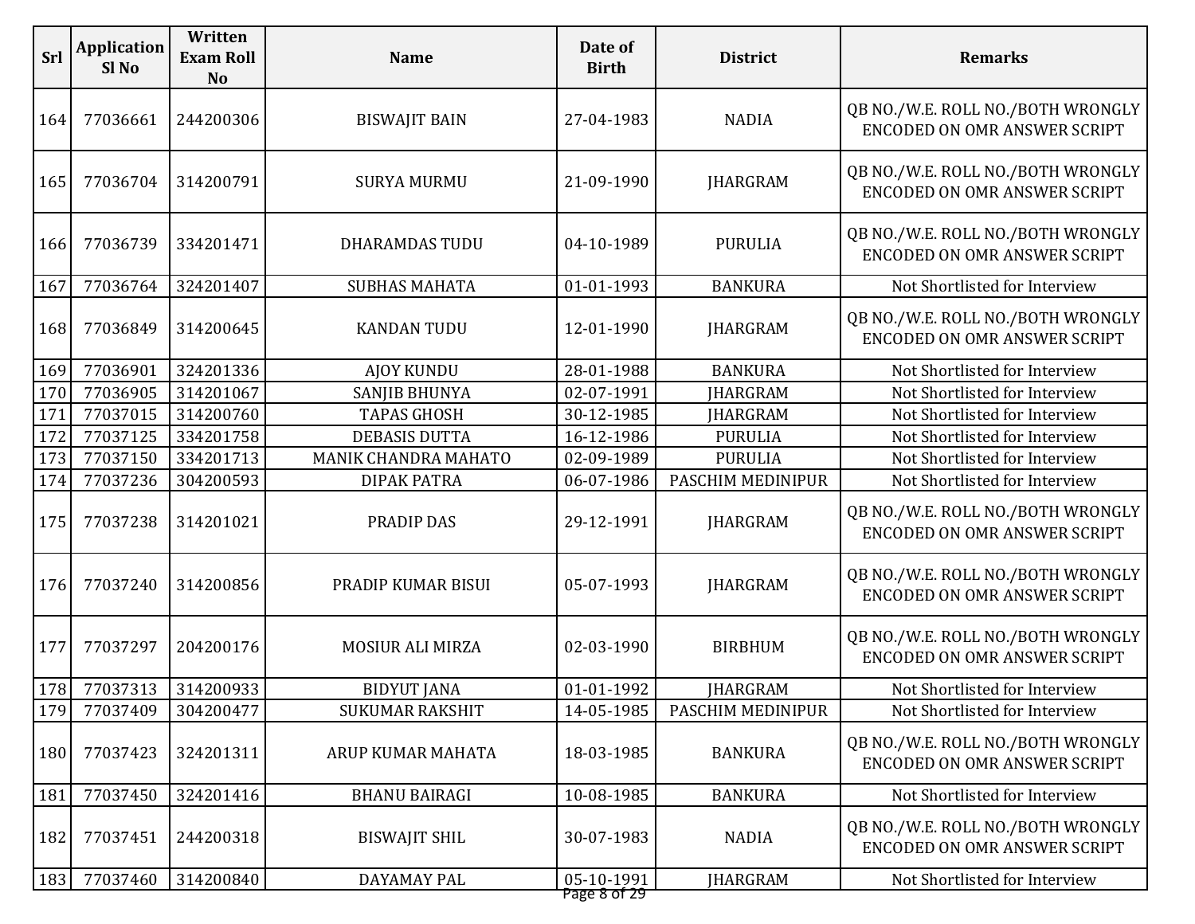| Srl | Application Sl No | Written Exam Roll No | Name | Date of Birth | District | Remarks |
|---|---|---|---|---|---|---|
| 164 | 77036661 | 244200306 | BISWAJIT BAIN | 27-04-1983 | NADIA | QB NO./W.E. ROLL NO./BOTH WRONGLY ENCODED ON OMR ANSWER SCRIPT |
| 165 | 77036704 | 314200791 | SURYA MURMU | 21-09-1990 | JHARGRAM | QB NO./W.E. ROLL NO./BOTH WRONGLY ENCODED ON OMR ANSWER SCRIPT |
| 166 | 77036739 | 334201471 | DHARAMDAS TUDU | 04-10-1989 | PURULIA | QB NO./W.E. ROLL NO./BOTH WRONGLY ENCODED ON OMR ANSWER SCRIPT |
| 167 | 77036764 | 324201407 | SUBHAS MAHATA | 01-01-1993 | BANKURA | Not Shortlisted for Interview |
| 168 | 77036849 | 314200645 | KANDAN TUDU | 12-01-1990 | JHARGRAM | QB NO./W.E. ROLL NO./BOTH WRONGLY ENCODED ON OMR ANSWER SCRIPT |
| 169 | 77036901 | 324201336 | AJOY KUNDU | 28-01-1988 | BANKURA | Not Shortlisted for Interview |
| 170 | 77036905 | 314201067 | SANJIB BHUNYA | 02-07-1991 | JHARGRAM | Not Shortlisted for Interview |
| 171 | 77037015 | 314200760 | TAPAS GHOSH | 30-12-1985 | JHARGRAM | Not Shortlisted for Interview |
| 172 | 77037125 | 334201758 | DEBASIS DUTTA | 16-12-1986 | PURULIA | Not Shortlisted for Interview |
| 173 | 77037150 | 334201713 | MANIK CHANDRA MAHATO | 02-09-1989 | PURULIA | Not Shortlisted for Interview |
| 174 | 77037236 | 304200593 | DIPAK PATRA | 06-07-1986 | PASCHIM MEDINIPUR | Not Shortlisted for Interview |
| 175 | 77037238 | 314201021 | PRADIP DAS | 29-12-1991 | JHARGRAM | QB NO./W.E. ROLL NO./BOTH WRONGLY ENCODED ON OMR ANSWER SCRIPT |
| 176 | 77037240 | 314200856 | PRADIP KUMAR BISUI | 05-07-1993 | JHARGRAM | QB NO./W.E. ROLL NO./BOTH WRONGLY ENCODED ON OMR ANSWER SCRIPT |
| 177 | 77037297 | 204200176 | MOSIUR ALI MIRZA | 02-03-1990 | BIRBHUM | QB NO./W.E. ROLL NO./BOTH WRONGLY ENCODED ON OMR ANSWER SCRIPT |
| 178 | 77037313 | 314200933 | BIDYUT JANA | 01-01-1992 | JHARGRAM | Not Shortlisted for Interview |
| 179 | 77037409 | 304200477 | SUKUMAR RAKSHIT | 14-05-1985 | PASCHIM MEDINIPUR | Not Shortlisted for Interview |
| 180 | 77037423 | 324201311 | ARUP KUMAR MAHATA | 18-03-1985 | BANKURA | QB NO./W.E. ROLL NO./BOTH WRONGLY ENCODED ON OMR ANSWER SCRIPT |
| 181 | 77037450 | 324201416 | BHANU BAIRAGI | 10-08-1985 | BANKURA | Not Shortlisted for Interview |
| 182 | 77037451 | 244200318 | BISWAJIT SHIL | 30-07-1983 | NADIA | QB NO./W.E. ROLL NO./BOTH WRONGLY ENCODED ON OMR ANSWER SCRIPT |
| 183 | 77037460 | 314200840 | DAYAMAY PAL | 05-10-1991 | JHARGRAM | Not Shortlisted for Interview |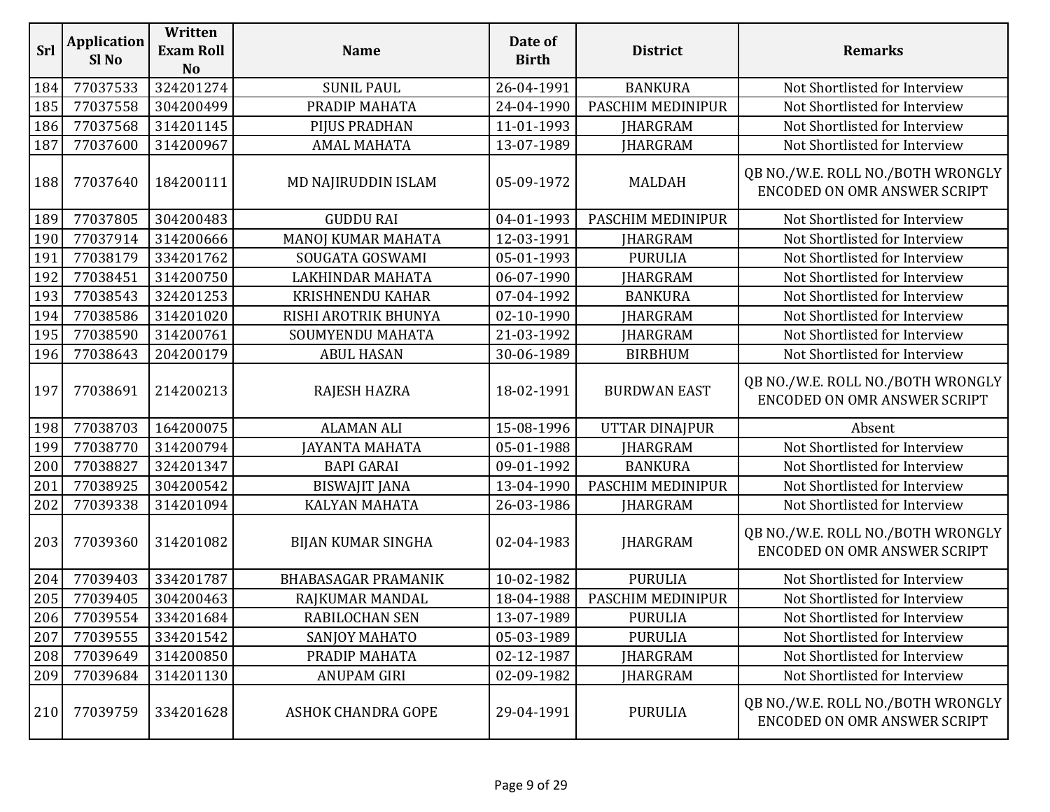| Srl | Application Sl No | Written Exam Roll No | Name | Date of Birth | District | Remarks |
|---|---|---|---|---|---|---|
| 184 | 77037533 | 324201274 | SUNIL PAUL | 26-04-1991 | BANKURA | Not Shortlisted for Interview |
| 185 | 77037558 | 304200499 | PRADIP MAHATA | 24-04-1990 | PASCHIM MEDINIPUR | Not Shortlisted for Interview |
| 186 | 77037568 | 314201145 | PIJUS PRADHAN | 11-01-1993 | JHARGRAM | Not Shortlisted for Interview |
| 187 | 77037600 | 314200967 | AMAL MAHATA | 13-07-1989 | JHARGRAM | Not Shortlisted for Interview |
| 188 | 77037640 | 184200111 | MD NAJIRUDDIN ISLAM | 05-09-1972 | MALDAH | QB NO./W.E. ROLL NO./BOTH WRONGLY ENCODED ON OMR ANSWER SCRIPT |
| 189 | 77037805 | 304200483 | GUDDU RAI | 04-01-1993 | PASCHIM MEDINIPUR | Not Shortlisted for Interview |
| 190 | 77037914 | 314200666 | MANOJ KUMAR MAHATA | 12-03-1991 | JHARGRAM | Not Shortlisted for Interview |
| 191 | 77038179 | 334201762 | SOUGATA GOSWAMI | 05-01-1993 | PURULIA | Not Shortlisted for Interview |
| 192 | 77038451 | 314200750 | LAKHINDAR MAHATA | 06-07-1990 | JHARGRAM | Not Shortlisted for Interview |
| 193 | 77038543 | 324201253 | KRISHNENDU KAHAR | 07-04-1992 | BANKURA | Not Shortlisted for Interview |
| 194 | 77038586 | 314201020 | RISHI AROTRIK BHUNYA | 02-10-1990 | JHARGRAM | Not Shortlisted for Interview |
| 195 | 77038590 | 314200761 | SOUMYENDU MAHATA | 21-03-1992 | JHARGRAM | Not Shortlisted for Interview |
| 196 | 77038643 | 204200179 | ABUL HASAN | 30-06-1989 | BIRBHUM | Not Shortlisted for Interview |
| 197 | 77038691 | 214200213 | RAJESH HAZRA | 18-02-1991 | BURDWAN EAST | QB NO./W.E. ROLL NO./BOTH WRONGLY ENCODED ON OMR ANSWER SCRIPT |
| 198 | 77038703 | 164200075 | ALAMAN ALI | 15-08-1996 | UTTAR DINAJPUR | Absent |
| 199 | 77038770 | 314200794 | JAYANTA MAHATA | 05-01-1988 | JHARGRAM | Not Shortlisted for Interview |
| 200 | 77038827 | 324201347 | BAPI GARAI | 09-01-1992 | BANKURA | Not Shortlisted for Interview |
| 201 | 77038925 | 304200542 | BISWAJIT JANA | 13-04-1990 | PASCHIM MEDINIPUR | Not Shortlisted for Interview |
| 202 | 77039338 | 314201094 | KALYAN MAHATA | 26-03-1986 | JHARGRAM | Not Shortlisted for Interview |
| 203 | 77039360 | 314201082 | BIJAN KUMAR SINGHA | 02-04-1983 | JHARGRAM | QB NO./W.E. ROLL NO./BOTH WRONGLY ENCODED ON OMR ANSWER SCRIPT |
| 204 | 77039403 | 334201787 | BHABASAGAR PRAMANIK | 10-02-1982 | PURULIA | Not Shortlisted for Interview |
| 205 | 77039405 | 304200463 | RAJKUMAR MANDAL | 18-04-1988 | PASCHIM MEDINIPUR | Not Shortlisted for Interview |
| 206 | 77039554 | 334201684 | RABILOCHAN SEN | 13-07-1989 | PURULIA | Not Shortlisted for Interview |
| 207 | 77039555 | 334201542 | SANJOY MAHATO | 05-03-1989 | PURULIA | Not Shortlisted for Interview |
| 208 | 77039649 | 314200850 | PRADIP MAHATA | 02-12-1987 | JHARGRAM | Not Shortlisted for Interview |
| 209 | 77039684 | 314201130 | ANUPAM GIRI | 02-09-1982 | JHARGRAM | Not Shortlisted for Interview |
| 210 | 77039759 | 334201628 | ASHOK CHANDRA GOPE | 29-04-1991 | PURULIA | QB NO./W.E. ROLL NO./BOTH WRONGLY ENCODED ON OMR ANSWER SCRIPT |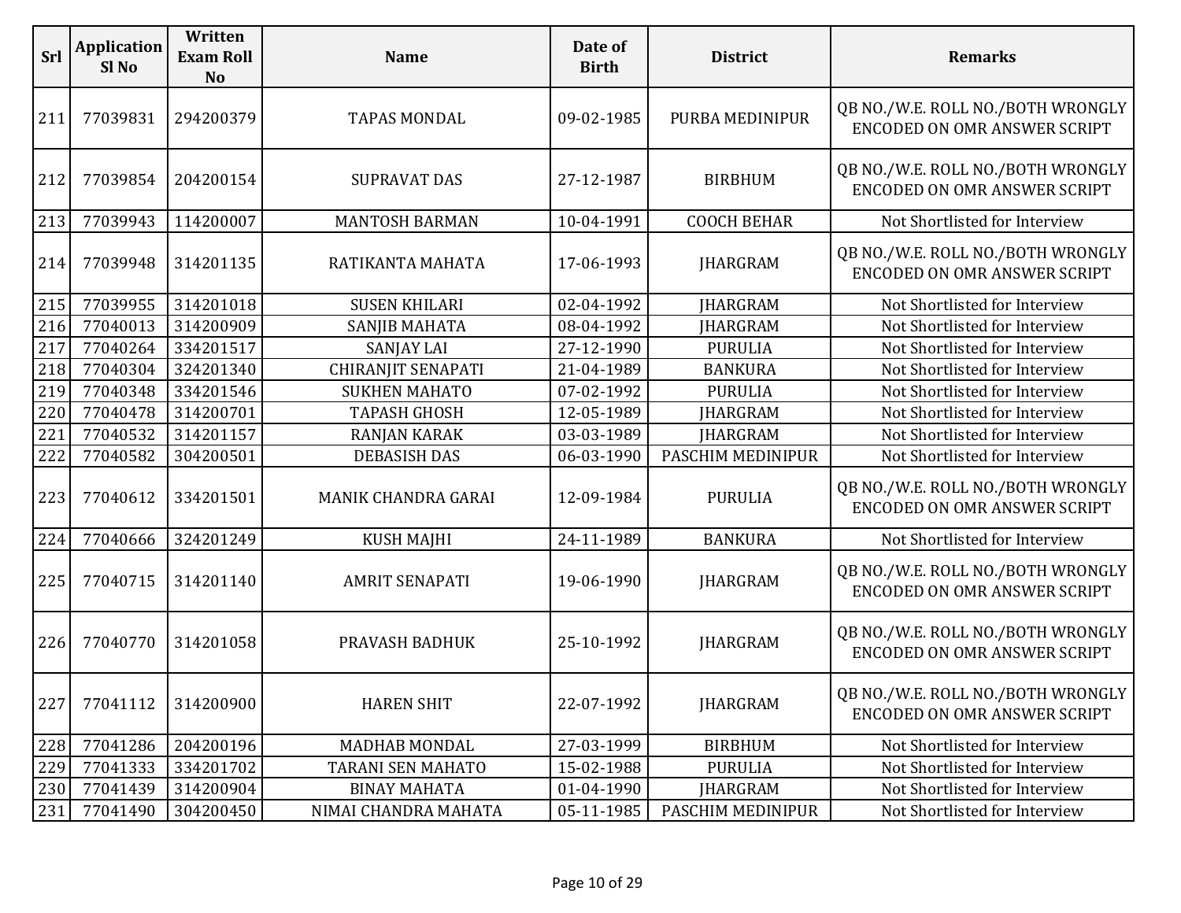| Srl | Application Sl No | Written Exam Roll No | Name | Date of Birth | District | Remarks |
|---|---|---|---|---|---|---|
| 211 | 77039831 | 294200379 | TAPAS MONDAL | 09-02-1985 | PURBA MEDINIPUR | QB NO./W.E. ROLL NO./BOTH WRONGLY ENCODED ON OMR ANSWER SCRIPT |
| 212 | 77039854 | 204200154 | SUPRAVAT DAS | 27-12-1987 | BIRBHUM | QB NO./W.E. ROLL NO./BOTH WRONGLY ENCODED ON OMR ANSWER SCRIPT |
| 213 | 77039943 | 114200007 | MANTOSH BARMAN | 10-04-1991 | COOCH BEHAR | Not Shortlisted for Interview |
| 214 | 77039948 | 314201135 | RATIKANTA MAHATA | 17-06-1993 | JHARGRAM | QB NO./W.E. ROLL NO./BOTH WRONGLY ENCODED ON OMR ANSWER SCRIPT |
| 215 | 77039955 | 314201018 | SUSEN KHILARI | 02-04-1992 | JHARGRAM | Not Shortlisted for Interview |
| 216 | 77040013 | 314200909 | SANJIB MAHATA | 08-04-1992 | JHARGRAM | Not Shortlisted for Interview |
| 217 | 77040264 | 334201517 | SANJAY LAI | 27-12-1990 | PURULIA | Not Shortlisted for Interview |
| 218 | 77040304 | 324201340 | CHIRANJIT SENAPATI | 21-04-1989 | BANKURA | Not Shortlisted for Interview |
| 219 | 77040348 | 334201546 | SUKHEN MAHATO | 07-02-1992 | PURULIA | Not Shortlisted for Interview |
| 220 | 77040478 | 314200701 | TAPASH GHOSH | 12-05-1989 | JHARGRAM | Not Shortlisted for Interview |
| 221 | 77040532 | 314201157 | RANJAN KARAK | 03-03-1989 | JHARGRAM | Not Shortlisted for Interview |
| 222 | 77040582 | 304200501 | DEBASISH DAS | 06-03-1990 | PASCHIM MEDINIPUR | Not Shortlisted for Interview |
| 223 | 77040612 | 334201501 | MANIK CHANDRA GARAI | 12-09-1984 | PURULIA | QB NO./W.E. ROLL NO./BOTH WRONGLY ENCODED ON OMR ANSWER SCRIPT |
| 224 | 77040666 | 324201249 | KUSH MAJHI | 24-11-1989 | BANKURA | Not Shortlisted for Interview |
| 225 | 77040715 | 314201140 | AMRIT SENAPATI | 19-06-1990 | JHARGRAM | QB NO./W.E. ROLL NO./BOTH WRONGLY ENCODED ON OMR ANSWER SCRIPT |
| 226 | 77040770 | 314201058 | PRAVASH BADHUK | 25-10-1992 | JHARGRAM | QB NO./W.E. ROLL NO./BOTH WRONGLY ENCODED ON OMR ANSWER SCRIPT |
| 227 | 77041112 | 314200900 | HAREN SHIT | 22-07-1992 | JHARGRAM | QB NO./W.E. ROLL NO./BOTH WRONGLY ENCODED ON OMR ANSWER SCRIPT |
| 228 | 77041286 | 204200196 | MADHAB MONDAL | 27-03-1999 | BIRBHUM | Not Shortlisted for Interview |
| 229 | 77041333 | 334201702 | TARANI SEN MAHATO | 15-02-1988 | PURULIA | Not Shortlisted for Interview |
| 230 | 77041439 | 314200904 | BINAY MAHATA | 01-04-1990 | JHARGRAM | Not Shortlisted for Interview |
| 231 | 77041490 | 304200450 | NIMAI CHANDRA MAHATA | 05-11-1985 | PASCHIM MEDINIPUR | Not Shortlisted for Interview |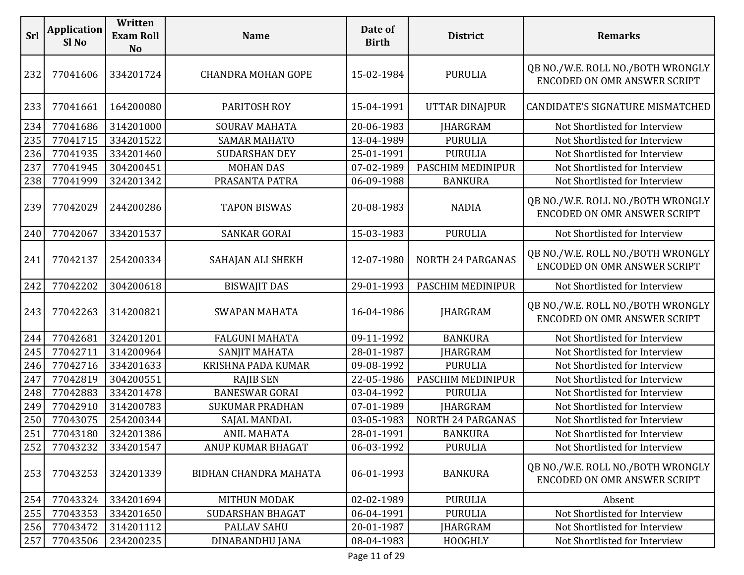| Srl | Application Sl No | Written Exam Roll No | Name | Date of Birth | District | Remarks |
|---|---|---|---|---|---|---|
| 232 | 77041606 | 334201724 | CHANDRA MOHAN GOPE | 15-02-1984 | PURULIA | QB NO./W.E. ROLL NO./BOTH WRONGLY ENCODED ON OMR ANSWER SCRIPT |
| 233 | 77041661 | 164200080 | PARITOSH ROY | 15-04-1991 | UTTAR DINAJPUR | CANDIDATE'S SIGNATURE MISMATCHED |
| 234 | 77041686 | 314201000 | SOURAV MAHATA | 20-06-1983 | JHARGRAM | Not Shortlisted for Interview |
| 235 | 77041715 | 334201522 | SAMAR MAHATO | 13-04-1989 | PURULIA | Not Shortlisted for Interview |
| 236 | 77041935 | 334201460 | SUDARSHAN DEY | 25-01-1991 | PURULIA | Not Shortlisted for Interview |
| 237 | 77041945 | 304200451 | MOHAN DAS | 07-02-1989 | PASCHIM MEDINIPUR | Not Shortlisted for Interview |
| 238 | 77041999 | 324201342 | PRASANTA PATRA | 06-09-1988 | BANKURA | Not Shortlisted for Interview |
| 239 | 77042029 | 244200286 | TAPON BISWAS | 20-08-1983 | NADIA | QB NO./W.E. ROLL NO./BOTH WRONGLY ENCODED ON OMR ANSWER SCRIPT |
| 240 | 77042067 | 334201537 | SANKAR GORAI | 15-03-1983 | PURULIA | Not Shortlisted for Interview |
| 241 | 77042137 | 254200334 | SAHAJAN ALI SHEKH | 12-07-1980 | NORTH 24 PARGANAS | QB NO./W.E. ROLL NO./BOTH WRONGLY ENCODED ON OMR ANSWER SCRIPT |
| 242 | 77042202 | 304200618 | BISWAJIT DAS | 29-01-1993 | PASCHIM MEDINIPUR | Not Shortlisted for Interview |
| 243 | 77042263 | 314200821 | SWAPAN MAHATA | 16-04-1986 | JHARGRAM | QB NO./W.E. ROLL NO./BOTH WRONGLY ENCODED ON OMR ANSWER SCRIPT |
| 244 | 77042681 | 324201201 | FALGUNI MAHATA | 09-11-1992 | BANKURA | Not Shortlisted for Interview |
| 245 | 77042711 | 314200964 | SANJIT MAHATA | 28-01-1987 | JHARGRAM | Not Shortlisted for Interview |
| 246 | 77042716 | 334201633 | KRISHNA PADA KUMAR | 09-08-1992 | PURULIA | Not Shortlisted for Interview |
| 247 | 77042819 | 304200551 | RAJIB SEN | 22-05-1986 | PASCHIM MEDINIPUR | Not Shortlisted for Interview |
| 248 | 77042883 | 334201478 | BANESWAR GORAI | 03-04-1992 | PURULIA | Not Shortlisted for Interview |
| 249 | 77042910 | 314200783 | SUKUMAR PRADHAN | 07-01-1989 | JHARGRAM | Not Shortlisted for Interview |
| 250 | 77043075 | 254200344 | SAJAL MANDAL | 03-05-1983 | NORTH 24 PARGANAS | Not Shortlisted for Interview |
| 251 | 77043180 | 324201386 | ANIL MAHATA | 28-01-1991 | BANKURA | Not Shortlisted for Interview |
| 252 | 77043232 | 334201547 | ANUP KUMAR BHAGAT | 06-03-1992 | PURULIA | Not Shortlisted for Interview |
| 253 | 77043253 | 324201339 | BIDHAN CHANDRA MAHATA | 06-01-1993 | BANKURA | QB NO./W.E. ROLL NO./BOTH WRONGLY ENCODED ON OMR ANSWER SCRIPT |
| 254 | 77043324 | 334201694 | MITHUN MODAK | 02-02-1989 | PURULIA | Absent |
| 255 | 77043353 | 334201650 | SUDARSHAN BHAGAT | 06-04-1991 | PURULIA | Not Shortlisted for Interview |
| 256 | 77043472 | 314201112 | PALLAV SAHU | 20-01-1987 | JHARGRAM | Not Shortlisted for Interview |
| 257 | 77043506 | 234200235 | DINABANDHU JANA | 08-04-1983 | HOOGHLY | Not Shortlisted for Interview |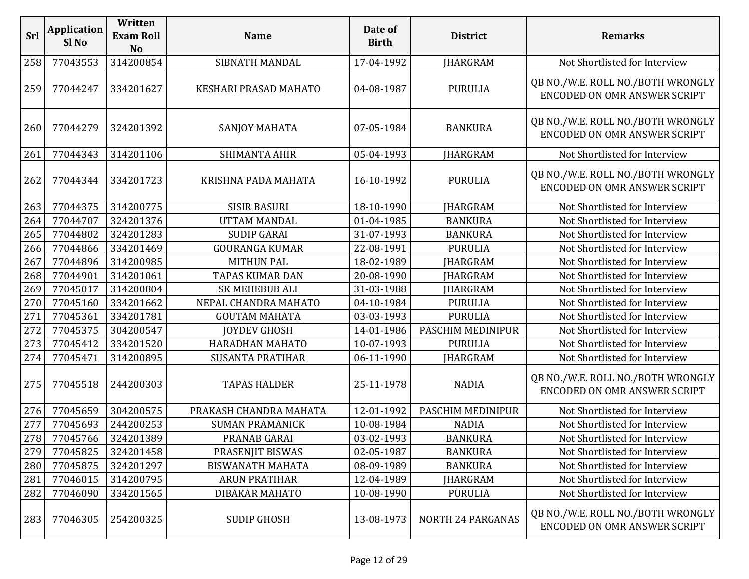| Srl | Application Sl No | Written Exam Roll No | Name | Date of Birth | District | Remarks |
|---|---|---|---|---|---|---|
| 258 | 77043553 | 314200854 | SIBNATH MANDAL | 17-04-1992 | JHARGRAM | Not Shortlisted for Interview |
| 259 | 77044247 | 334201627 | KESHARI PRASAD MAHATO | 04-08-1987 | PURULIA | QB NO./W.E. ROLL NO./BOTH WRONGLY ENCODED ON OMR ANSWER SCRIPT |
| 260 | 77044279 | 324201392 | SANJOY MAHATA | 07-05-1984 | BANKURA | QB NO./W.E. ROLL NO./BOTH WRONGLY ENCODED ON OMR ANSWER SCRIPT |
| 261 | 77044343 | 314201106 | SHIMANTA AHIR | 05-04-1993 | JHARGRAM | Not Shortlisted for Interview |
| 262 | 77044344 | 334201723 | KRISHNA PADA MAHATA | 16-10-1992 | PURULIA | QB NO./W.E. ROLL NO./BOTH WRONGLY ENCODED ON OMR ANSWER SCRIPT |
| 263 | 77044375 | 314200775 | SISIR BASURI | 18-10-1990 | JHARGRAM | Not Shortlisted for Interview |
| 264 | 77044707 | 324201376 | UTTAM MANDAL | 01-04-1985 | BANKURA | Not Shortlisted for Interview |
| 265 | 77044802 | 324201283 | SUDIP GARAI | 31-07-1993 | BANKURA | Not Shortlisted for Interview |
| 266 | 77044866 | 334201469 | GOURANGA KUMAR | 22-08-1991 | PURULIA | Not Shortlisted for Interview |
| 267 | 77044896 | 314200985 | MITHUN PAL | 18-02-1989 | JHARGRAM | Not Shortlisted for Interview |
| 268 | 77044901 | 314201061 | TAPAS KUMAR DAN | 20-08-1990 | JHARGRAM | Not Shortlisted for Interview |
| 269 | 77045017 | 314200804 | SK MEHEBUB ALI | 31-03-1988 | JHARGRAM | Not Shortlisted for Interview |
| 270 | 77045160 | 334201662 | NEPAL CHANDRA MAHATO | 04-10-1984 | PURULIA | Not Shortlisted for Interview |
| 271 | 77045361 | 334201781 | GOUTAM MAHATA | 03-03-1993 | PURULIA | Not Shortlisted for Interview |
| 272 | 77045375 | 304200547 | JOYDEV GHOSH | 14-01-1986 | PASCHIM MEDINIPUR | Not Shortlisted for Interview |
| 273 | 77045412 | 334201520 | HARADHAN MAHATO | 10-07-1993 | PURULIA | Not Shortlisted for Interview |
| 274 | 77045471 | 314200895 | SUSANTA PRATIHAR | 06-11-1990 | JHARGRAM | Not Shortlisted for Interview |
| 275 | 77045518 | 244200303 | TAPAS HALDER | 25-11-1978 | NADIA | QB NO./W.E. ROLL NO./BOTH WRONGLY ENCODED ON OMR ANSWER SCRIPT |
| 276 | 77045659 | 304200575 | PRAKASH CHANDRA MAHATA | 12-01-1992 | PASCHIM MEDINIPUR | Not Shortlisted for Interview |
| 277 | 77045693 | 244200253 | SUMAN PRAMANICK | 10-08-1984 | NADIA | Not Shortlisted for Interview |
| 278 | 77045766 | 324201389 | PRANAB GARAI | 03-02-1993 | BANKURA | Not Shortlisted for Interview |
| 279 | 77045825 | 324201458 | PRASENJIT BISWAS | 02-05-1987 | BANKURA | Not Shortlisted for Interview |
| 280 | 77045875 | 324201297 | BISWANATH MAHATA | 08-09-1989 | BANKURA | Not Shortlisted for Interview |
| 281 | 77046015 | 314200795 | ARUN PRATIHAR | 12-04-1989 | JHARGRAM | Not Shortlisted for Interview |
| 282 | 77046090 | 334201565 | DIBAKAR MAHATO | 10-08-1990 | PURULIA | Not Shortlisted for Interview |
| 283 | 77046305 | 254200325 | SUDIP GHOSH | 13-08-1973 | NORTH 24 PARGANAS | QB NO./W.E. ROLL NO./BOTH WRONGLY ENCODED ON OMR ANSWER SCRIPT |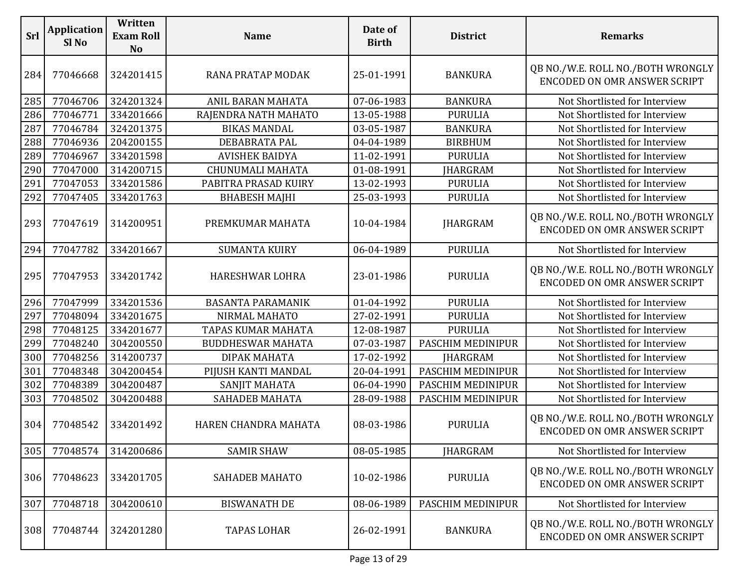| Srl | Application Sl No | Written Exam Roll No | Name | Date of Birth | District | Remarks |
|---|---|---|---|---|---|---|
| 284 | 77046668 | 324201415 | RANA PRATAP MODAK | 25-01-1991 | BANKURA | QB NO./W.E. ROLL NO./BOTH WRONGLY ENCODED ON OMR ANSWER SCRIPT |
| 285 | 77046706 | 324201324 | ANIL BARAN MAHATA | 07-06-1983 | BANKURA | Not Shortlisted for Interview |
| 286 | 77046771 | 334201666 | RAJENDRA NATH MAHATO | 13-05-1988 | PURULIA | Not Shortlisted for Interview |
| 287 | 77046784 | 324201375 | BIKAS MANDAL | 03-05-1987 | BANKURA | Not Shortlisted for Interview |
| 288 | 77046936 | 204200155 | DEBABRATA PAL | 04-04-1989 | BIRBHUM | Not Shortlisted for Interview |
| 289 | 77046967 | 334201598 | AVISHEK BAIDYA | 11-02-1991 | PURULIA | Not Shortlisted for Interview |
| 290 | 77047000 | 314200715 | CHUNUMALI MAHATA | 01-08-1991 | JHARGRAM | Not Shortlisted for Interview |
| 291 | 77047053 | 334201586 | PABITRA PRASAD KUIRY | 13-02-1993 | PURULIA | Not Shortlisted for Interview |
| 292 | 77047405 | 334201763 | BHABESH MAJHI | 25-03-1993 | PURULIA | Not Shortlisted for Interview |
| 293 | 77047619 | 314200951 | PREMKUMAR MAHATA | 10-04-1984 | JHARGRAM | QB NO./W.E. ROLL NO./BOTH WRONGLY ENCODED ON OMR ANSWER SCRIPT |
| 294 | 77047782 | 334201667 | SUMANTA KUIRY | 06-04-1989 | PURULIA | Not Shortlisted for Interview |
| 295 | 77047953 | 334201742 | HARESHWAR LOHRA | 23-01-1986 | PURULIA | QB NO./W.E. ROLL NO./BOTH WRONGLY ENCODED ON OMR ANSWER SCRIPT |
| 296 | 77047999 | 334201536 | BASANTA PARAMANIK | 01-04-1992 | PURULIA | Not Shortlisted for Interview |
| 297 | 77048094 | 334201675 | NIRMAL MAHATO | 27-02-1991 | PURULIA | Not Shortlisted for Interview |
| 298 | 77048125 | 334201677 | TAPAS KUMAR MAHATA | 12-08-1987 | PURULIA | Not Shortlisted for Interview |
| 299 | 77048240 | 304200550 | BUDDHESWAR MAHATA | 07-03-1987 | PASCHIM MEDINIPUR | Not Shortlisted for Interview |
| 300 | 77048256 | 314200737 | DIPAK MAHATA | 17-02-1992 | JHARGRAM | Not Shortlisted for Interview |
| 301 | 77048348 | 304200454 | PIJUSH KANTI MANDAL | 20-04-1991 | PASCHIM MEDINIPUR | Not Shortlisted for Interview |
| 302 | 77048389 | 304200487 | SANJIT MAHATA | 06-04-1990 | PASCHIM MEDINIPUR | Not Shortlisted for Interview |
| 303 | 77048502 | 304200488 | SAHADEB MAHATA | 28-09-1988 | PASCHIM MEDINIPUR | Not Shortlisted for Interview |
| 304 | 77048542 | 334201492 | HAREN CHANDRA MAHATA | 08-03-1986 | PURULIA | QB NO./W.E. ROLL NO./BOTH WRONGLY ENCODED ON OMR ANSWER SCRIPT |
| 305 | 77048574 | 314200686 | SAMIR SHAW | 08-05-1985 | JHARGRAM | Not Shortlisted for Interview |
| 306 | 77048623 | 334201705 | SAHADEB MAHATO | 10-02-1986 | PURULIA | QB NO./W.E. ROLL NO./BOTH WRONGLY ENCODED ON OMR ANSWER SCRIPT |
| 307 | 77048718 | 304200610 | BISWANATH DE | 08-06-1989 | PASCHIM MEDINIPUR | Not Shortlisted for Interview |
| 308 | 77048744 | 324201280 | TAPAS LOHAR | 26-02-1991 | BANKURA | QB NO./W.E. ROLL NO./BOTH WRONGLY ENCODED ON OMR ANSWER SCRIPT |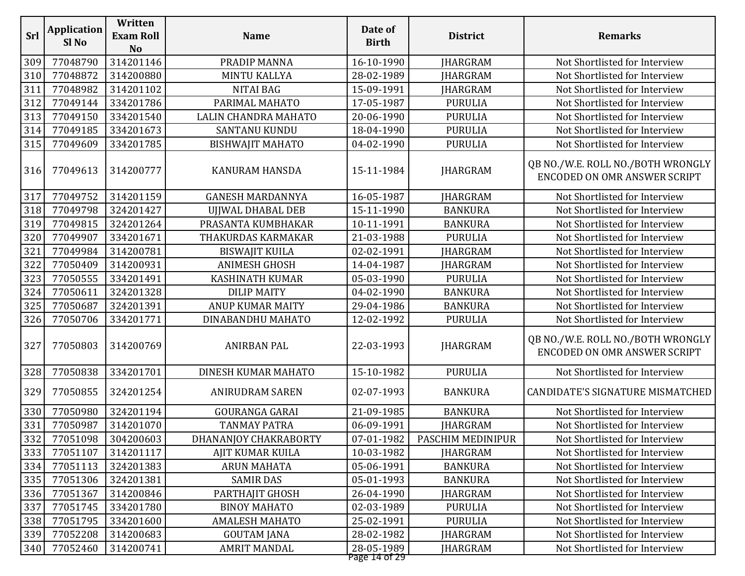| Srl | Application Sl No | Written Exam Roll No | Name | Date of Birth | District | Remarks |
|---|---|---|---|---|---|---|
| 309 | 77048790 | 314201146 | PRADIP MANNA | 16-10-1990 | JHARGRAM | Not Shortlisted for Interview |
| 310 | 77048872 | 314200880 | MINTU KALLYA | 28-02-1989 | JHARGRAM | Not Shortlisted for Interview |
| 311 | 77048982 | 314201102 | NITAI BAG | 15-09-1991 | JHARGRAM | Not Shortlisted for Interview |
| 312 | 77049144 | 334201786 | PARIMAL MAHATO | 17-05-1987 | PURULIA | Not Shortlisted for Interview |
| 313 | 77049150 | 334201540 | LALIN CHANDRA MAHATO | 20-06-1990 | PURULIA | Not Shortlisted for Interview |
| 314 | 77049185 | 334201673 | SANTANU KUNDU | 18-04-1990 | PURULIA | Not Shortlisted for Interview |
| 315 | 77049609 | 334201785 | BISHWAJIT MAHATO | 04-02-1990 | PURULIA | Not Shortlisted for Interview |
| 316 | 77049613 | 314200777 | KANURAM HANSDA | 15-11-1984 | JHARGRAM | QB NO./W.E. ROLL NO./BOTH WRONGLY ENCODED ON OMR ANSWER SCRIPT |
| 317 | 77049752 | 314201159 | GANESH MARDANNYA | 16-05-1987 | JHARGRAM | Not Shortlisted for Interview |
| 318 | 77049798 | 324201427 | UJJWAL DHABAL DEB | 15-11-1990 | BANKURA | Not Shortlisted for Interview |
| 319 | 77049815 | 324201264 | PRASANTA KUMBHAKAR | 10-11-1991 | BANKURA | Not Shortlisted for Interview |
| 320 | 77049907 | 334201671 | THAKURDAS KARMAKAR | 21-03-1988 | PURULIA | Not Shortlisted for Interview |
| 321 | 77049984 | 314200781 | BISWAJIT KUILA | 02-02-1991 | JHARGRAM | Not Shortlisted for Interview |
| 322 | 77050409 | 314200931 | ANIMESH GHOSH | 14-04-1987 | JHARGRAM | Not Shortlisted for Interview |
| 323 | 77050555 | 334201491 | KASHINATH KUMAR | 05-03-1990 | PURULIA | Not Shortlisted for Interview |
| 324 | 77050611 | 324201328 | DILIP MAITY | 04-02-1990 | BANKURA | Not Shortlisted for Interview |
| 325 | 77050687 | 324201391 | ANUP KUMAR MAITY | 29-04-1986 | BANKURA | Not Shortlisted for Interview |
| 326 | 77050706 | 334201771 | DINABANDHU MAHATO | 12-02-1992 | PURULIA | Not Shortlisted for Interview |
| 327 | 77050803 | 314200769 | ANIRBAN PAL | 22-03-1993 | JHARGRAM | QB NO./W.E. ROLL NO./BOTH WRONGLY ENCODED ON OMR ANSWER SCRIPT |
| 328 | 77050838 | 334201701 | DINESH KUMAR MAHATO | 15-10-1982 | PURULIA | Not Shortlisted for Interview |
| 329 | 77050855 | 324201254 | ANIRUDRAM SAREN | 02-07-1993 | BANKURA | CANDIDATE'S SIGNATURE MISMATCHED |
| 330 | 77050980 | 324201194 | GOURANGA GARAI | 21-09-1985 | BANKURA | Not Shortlisted for Interview |
| 331 | 77050987 | 314201070 | TANMAY PATRA | 06-09-1991 | JHARGRAM | Not Shortlisted for Interview |
| 332 | 77051098 | 304200603 | DHANANJOY CHAKRABORTY | 07-01-1982 | PASCHIM MEDINIPUR | Not Shortlisted for Interview |
| 333 | 77051107 | 314201117 | AJIT KUMAR KUILA | 10-03-1982 | JHARGRAM | Not Shortlisted for Interview |
| 334 | 77051113 | 324201383 | ARUN MAHATA | 05-06-1991 | BANKURA | Not Shortlisted for Interview |
| 335 | 77051306 | 324201381 | SAMIR DAS | 05-01-1993 | BANKURA | Not Shortlisted for Interview |
| 336 | 77051367 | 314200846 | PARTHAJIT GHOSH | 26-04-1990 | JHARGRAM | Not Shortlisted for Interview |
| 337 | 77051745 | 334201780 | BINOY MAHATO | 02-03-1989 | PURULIA | Not Shortlisted for Interview |
| 338 | 77051795 | 334201600 | AMALESH MAHATO | 25-02-1991 | PURULIA | Not Shortlisted for Interview |
| 339 | 77052208 | 314200683 | GOUTAM JANA | 28-02-1982 | JHARGRAM | Not Shortlisted for Interview |
| 340 | 77052460 | 314200741 | AMRIT MANDAL | 28-05-1989 | JHARGRAM | Not Shortlisted for Interview |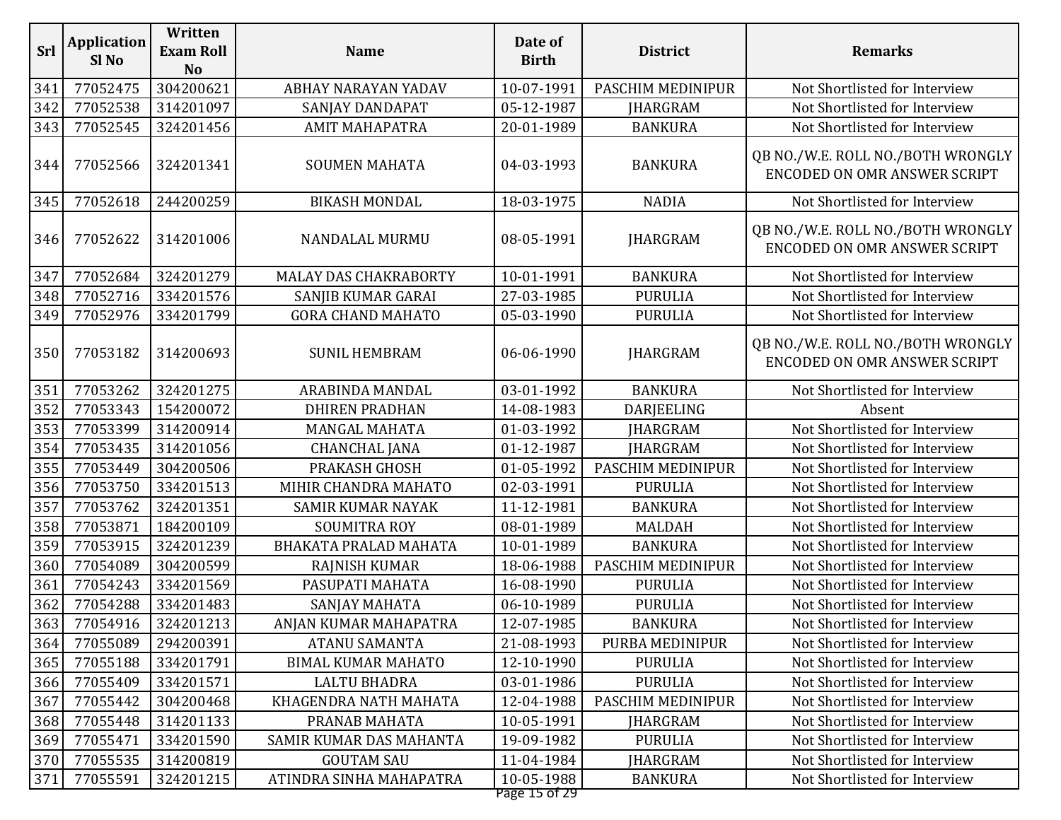| Srl | Application Sl No | Written Exam Roll No | Name | Date of Birth | District | Remarks |
|---|---|---|---|---|---|---|
| 341 | 77052475 | 304200621 | ABHAY NARAYAN YADAV | 10-07-1991 | PASCHIM MEDINIPUR | Not Shortlisted for Interview |
| 342 | 77052538 | 314201097 | SANJAY DANDAPAT | 05-12-1987 | JHARGRAM | Not Shortlisted for Interview |
| 343 | 77052545 | 324201456 | AMIT MAHAPATRA | 20-01-1989 | BANKURA | Not Shortlisted for Interview |
| 344 | 77052566 | 324201341 | SOUMEN MAHATA | 04-03-1993 | BANKURA | QB NO./W.E. ROLL NO./BOTH WRONGLY ENCODED ON OMR ANSWER SCRIPT |
| 345 | 77052618 | 244200259 | BIKASH MONDAL | 18-03-1975 | NADIA | Not Shortlisted for Interview |
| 346 | 77052622 | 314201006 | NANDALAL MURMU | 08-05-1991 | JHARGRAM | QB NO./W.E. ROLL NO./BOTH WRONGLY ENCODED ON OMR ANSWER SCRIPT |
| 347 | 77052684 | 324201279 | MALAY DAS CHAKRABORTY | 10-01-1991 | BANKURA | Not Shortlisted for Interview |
| 348 | 77052716 | 334201576 | SANJIB KUMAR GARAI | 27-03-1985 | PURULIA | Not Shortlisted for Interview |
| 349 | 77052976 | 334201799 | GORA CHAND MAHATO | 05-03-1990 | PURULIA | Not Shortlisted for Interview |
| 350 | 77053182 | 314200693 | SUNIL HEMBRAM | 06-06-1990 | JHARGRAM | QB NO./W.E. ROLL NO./BOTH WRONGLY ENCODED ON OMR ANSWER SCRIPT |
| 351 | 77053262 | 324201275 | ARABINDA MANDAL | 03-01-1992 | BANKURA | Not Shortlisted for Interview |
| 352 | 77053343 | 154200072 | DHIREN PRADHAN | 14-08-1983 | DARJEELING | Absent |
| 353 | 77053399 | 314200914 | MANGAL MAHATA | 01-03-1992 | JHARGRAM | Not Shortlisted for Interview |
| 354 | 77053435 | 314201056 | CHANCHAL JANA | 01-12-1987 | JHARGRAM | Not Shortlisted for Interview |
| 355 | 77053449 | 304200506 | PRAKASH GHOSH | 01-05-1992 | PASCHIM MEDINIPUR | Not Shortlisted for Interview |
| 356 | 77053750 | 334201513 | MIHIR CHANDRA MAHATO | 02-03-1991 | PURULIA | Not Shortlisted for Interview |
| 357 | 77053762 | 324201351 | SAMIR KUMAR NAYAK | 11-12-1981 | BANKURA | Not Shortlisted for Interview |
| 358 | 77053871 | 184200109 | SOUMITRA ROY | 08-01-1989 | MALDAH | Not Shortlisted for Interview |
| 359 | 77053915 | 324201239 | BHAKATA PRALAD MAHATA | 10-01-1989 | BANKURA | Not Shortlisted for Interview |
| 360 | 77054089 | 304200599 | RAJNISH KUMAR | 18-06-1988 | PASCHIM MEDINIPUR | Not Shortlisted for Interview |
| 361 | 77054243 | 334201569 | PASUPATI MAHATA | 16-08-1990 | PURULIA | Not Shortlisted for Interview |
| 362 | 77054288 | 334201483 | SANJAY MAHATA | 06-10-1989 | PURULIA | Not Shortlisted for Interview |
| 363 | 77054916 | 324201213 | ANJAN KUMAR MAHAPATRA | 12-07-1985 | BANKURA | Not Shortlisted for Interview |
| 364 | 77055089 | 294200391 | ATANU SAMANTA | 21-08-1993 | PURBA MEDINIPUR | Not Shortlisted for Interview |
| 365 | 77055188 | 334201791 | BIMAL KUMAR MAHATO | 12-10-1990 | PURULIA | Not Shortlisted for Interview |
| 366 | 77055409 | 334201571 | LALTU BHADRA | 03-01-1986 | PURULIA | Not Shortlisted for Interview |
| 367 | 77055442 | 304200468 | KHAGENDRA NATH MAHATA | 12-04-1988 | PASCHIM MEDINIPUR | Not Shortlisted for Interview |
| 368 | 77055448 | 314201133 | PRANAB MAHATA | 10-05-1991 | JHARGRAM | Not Shortlisted for Interview |
| 369 | 77055471 | 334201590 | SAMIR KUMAR DAS MAHANTA | 19-09-1982 | PURULIA | Not Shortlisted for Interview |
| 370 | 77055535 | 314200819 | GOUTAM SAU | 11-04-1984 | JHARGRAM | Not Shortlisted for Interview |
| 371 | 77055591 | 324201215 | ATINDRA SINHA MAHAPATRA | 10-05-1988 | BANKURA | Not Shortlisted for Interview |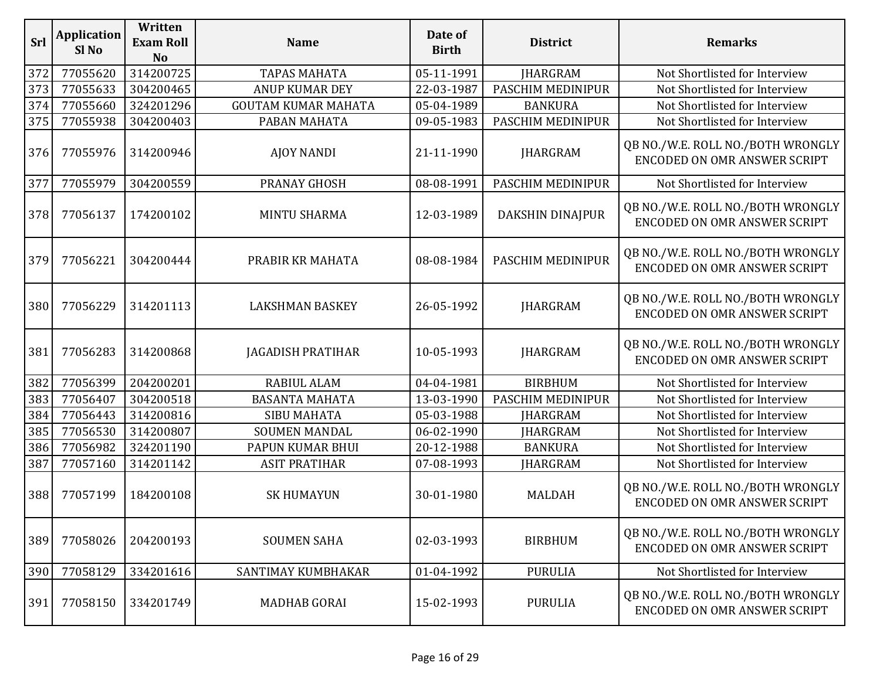| Srl | Application Sl No | Written Exam Roll No | Name | Date of Birth | District | Remarks |
|---|---|---|---|---|---|---|
| 372 | 77055620 | 314200725 | TAPAS MAHATA | 05-11-1991 | JHARGRAM | Not Shortlisted for Interview |
| 373 | 77055633 | 304200465 | ANUP KUMAR DEY | 22-03-1987 | PASCHIM MEDINIPUR | Not Shortlisted for Interview |
| 374 | 77055660 | 324201296 | GOUTAM KUMAR MAHATA | 05-04-1989 | BANKURA | Not Shortlisted for Interview |
| 375 | 77055938 | 304200403 | PABAN MAHATA | 09-05-1983 | PASCHIM MEDINIPUR | Not Shortlisted for Interview |
| 376 | 77055976 | 314200946 | AJOY NANDI | 21-11-1990 | JHARGRAM | QB NO./W.E. ROLL NO./BOTH WRONGLY ENCODED ON OMR ANSWER SCRIPT |
| 377 | 77055979 | 304200559 | PRANAY GHOSH | 08-08-1991 | PASCHIM MEDINIPUR | Not Shortlisted for Interview |
| 378 | 77056137 | 174200102 | MINTU SHARMA | 12-03-1989 | DAKSHIN DINAJPUR | QB NO./W.E. ROLL NO./BOTH WRONGLY ENCODED ON OMR ANSWER SCRIPT |
| 379 | 77056221 | 304200444 | PRABIR KR MAHATA | 08-08-1984 | PASCHIM MEDINIPUR | QB NO./W.E. ROLL NO./BOTH WRONGLY ENCODED ON OMR ANSWER SCRIPT |
| 380 | 77056229 | 314201113 | LAKSHMAN BASKEY | 26-05-1992 | JHARGRAM | QB NO./W.E. ROLL NO./BOTH WRONGLY ENCODED ON OMR ANSWER SCRIPT |
| 381 | 77056283 | 314200868 | JAGADISH PRATIHAR | 10-05-1993 | JHARGRAM | QB NO./W.E. ROLL NO./BOTH WRONGLY ENCODED ON OMR ANSWER SCRIPT |
| 382 | 77056399 | 204200201 | RABIUL ALAM | 04-04-1981 | BIRBHUM | Not Shortlisted for Interview |
| 383 | 77056407 | 304200518 | BASANTA MAHATA | 13-03-1990 | PASCHIM MEDINIPUR | Not Shortlisted for Interview |
| 384 | 77056443 | 314200816 | SIBU MAHATA | 05-03-1988 | JHARGRAM | Not Shortlisted for Interview |
| 385 | 77056530 | 314200807 | SOUMEN MANDAL | 06-02-1990 | JHARGRAM | Not Shortlisted for Interview |
| 386 | 77056982 | 324201190 | PAPUN KUMAR BHUI | 20-12-1988 | BANKURA | Not Shortlisted for Interview |
| 387 | 77057160 | 314201142 | ASIT PRATIHAR | 07-08-1993 | JHARGRAM | Not Shortlisted for Interview |
| 388 | 77057199 | 184200108 | SK HUMAYUN | 30-01-1980 | MALDAH | QB NO./W.E. ROLL NO./BOTH WRONGLY ENCODED ON OMR ANSWER SCRIPT |
| 389 | 77058026 | 204200193 | SOUMEN SAHA | 02-03-1993 | BIRBHUM | QB NO./W.E. ROLL NO./BOTH WRONGLY ENCODED ON OMR ANSWER SCRIPT |
| 390 | 77058129 | 334201616 | SANTIMAY KUMBHAKAR | 01-04-1992 | PURULIA | Not Shortlisted for Interview |
| 391 | 77058150 | 334201749 | MADHAB GORAI | 15-02-1993 | PURULIA | QB NO./W.E. ROLL NO./BOTH WRONGLY ENCODED ON OMR ANSWER SCRIPT |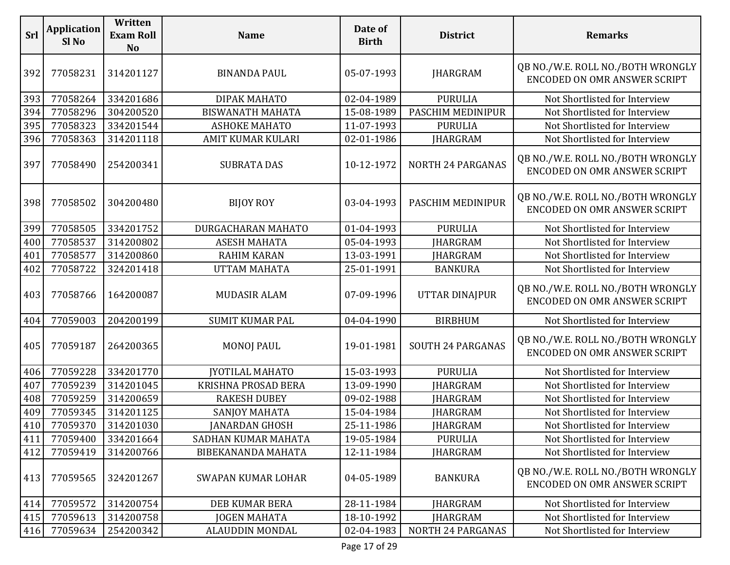| Srl | Application Sl No | Written Exam Roll No | Name | Date of Birth | District | Remarks |
|---|---|---|---|---|---|---|
| 392 | 77058231 | 314201127 | BINANDA PAUL | 05-07-1993 | JHARGRAM | QB NO./W.E. ROLL NO./BOTH WRONGLY ENCODED ON OMR ANSWER SCRIPT |
| 393 | 77058264 | 334201686 | DIPAK MAHATO | 02-04-1989 | PURULIA | Not Shortlisted for Interview |
| 394 | 77058296 | 304200520 | BISWANATH MAHATA | 15-08-1989 | PASCHIM MEDINIPUR | Not Shortlisted for Interview |
| 395 | 77058323 | 334201544 | ASHOKE MAHATO | 11-07-1993 | PURULIA | Not Shortlisted for Interview |
| 396 | 77058363 | 314201118 | AMIT KUMAR KULARI | 02-01-1986 | JHARGRAM | Not Shortlisted for Interview |
| 397 | 77058490 | 254200341 | SUBRATA DAS | 10-12-1972 | NORTH 24 PARGANAS | QB NO./W.E. ROLL NO./BOTH WRONGLY ENCODED ON OMR ANSWER SCRIPT |
| 398 | 77058502 | 304200480 | BIJOY ROY | 03-04-1993 | PASCHIM MEDINIPUR | QB NO./W.E. ROLL NO./BOTH WRONGLY ENCODED ON OMR ANSWER SCRIPT |
| 399 | 77058505 | 334201752 | DURGACHARAN MAHATO | 01-04-1993 | PURULIA | Not Shortlisted for Interview |
| 400 | 77058537 | 314200802 | ASESH MAHATA | 05-04-1993 | JHARGRAM | Not Shortlisted for Interview |
| 401 | 77058577 | 314200860 | RAHIM KARAN | 13-03-1991 | JHARGRAM | Not Shortlisted for Interview |
| 402 | 77058722 | 324201418 | UTTAM MAHATA | 25-01-1991 | BANKURA | Not Shortlisted for Interview |
| 403 | 77058766 | 164200087 | MUDASIR ALAM | 07-09-1996 | UTTAR DINAJPUR | QB NO./W.E. ROLL NO./BOTH WRONGLY ENCODED ON OMR ANSWER SCRIPT |
| 404 | 77059003 | 204200199 | SUMIT KUMAR PAL | 04-04-1990 | BIRBHUM | Not Shortlisted for Interview |
| 405 | 77059187 | 264200365 | MONOJ PAUL | 19-01-1981 | SOUTH 24 PARGANAS | QB NO./W.E. ROLL NO./BOTH WRONGLY ENCODED ON OMR ANSWER SCRIPT |
| 406 | 77059228 | 334201770 | JYOTILAL MAHATO | 15-03-1993 | PURULIA | Not Shortlisted for Interview |
| 407 | 77059239 | 314201045 | KRISHNA PROSAD BERA | 13-09-1990 | JHARGRAM | Not Shortlisted for Interview |
| 408 | 77059259 | 314200659 | RAKESH DUBEY | 09-02-1988 | JHARGRAM | Not Shortlisted for Interview |
| 409 | 77059345 | 314201125 | SANJOY MAHATA | 15-04-1984 | JHARGRAM | Not Shortlisted for Interview |
| 410 | 77059370 | 314201030 | JANARDAN GHOSH | 25-11-1986 | JHARGRAM | Not Shortlisted for Interview |
| 411 | 77059400 | 334201664 | SADHAN KUMAR MAHATA | 19-05-1984 | PURULIA | Not Shortlisted for Interview |
| 412 | 77059419 | 314200766 | BIBEKANANDA MAHATA | 12-11-1984 | JHARGRAM | Not Shortlisted for Interview |
| 413 | 77059565 | 324201267 | SWAPAN KUMAR LOHAR | 04-05-1989 | BANKURA | QB NO./W.E. ROLL NO./BOTH WRONGLY ENCODED ON OMR ANSWER SCRIPT |
| 414 | 77059572 | 314200754 | DEB KUMAR BERA | 28-11-1984 | JHARGRAM | Not Shortlisted for Interview |
| 415 | 77059613 | 314200758 | JOGEN MAHATA | 18-10-1992 | JHARGRAM | Not Shortlisted for Interview |
| 416 | 77059634 | 254200342 | ALAUDDIN MONDAL | 02-04-1983 | NORTH 24 PARGANAS | Not Shortlisted for Interview |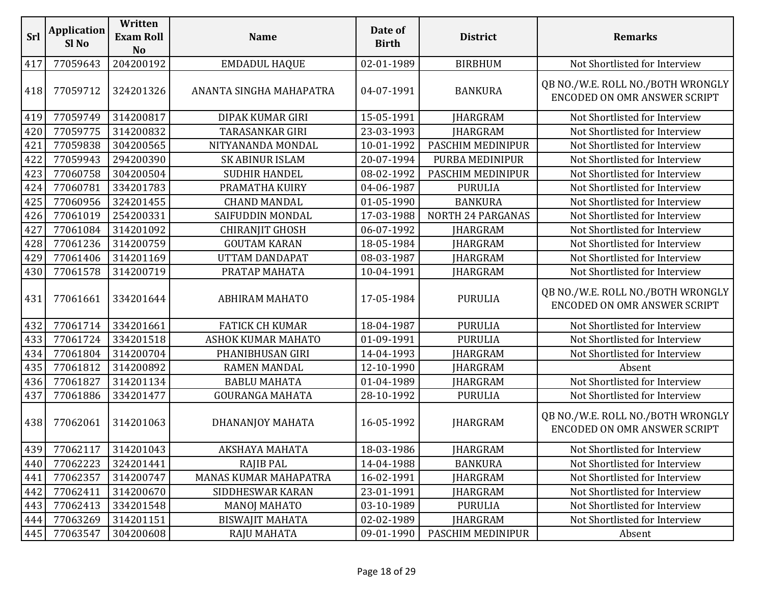| Srl | Application Sl No | Written Exam Roll No | Name | Date of Birth | District | Remarks |
|---|---|---|---|---|---|---|
| 417 | 77059643 | 204200192 | EMDADUL HAQUE | 02-01-1989 | BIRBHUM | Not Shortlisted for Interview |
| 418 | 77059712 | 324201326 | ANANTA SINGHA MAHAPATRA | 04-07-1991 | BANKURA | QB NO./W.E. ROLL NO./BOTH WRONGLY ENCODED ON OMR ANSWER SCRIPT |
| 419 | 77059749 | 314200817 | DIPAK KUMAR GIRI | 15-05-1991 | JHARGRAM | Not Shortlisted for Interview |
| 420 | 77059775 | 314200832 | TARASANKAR GIRI | 23-03-1993 | JHARGRAM | Not Shortlisted for Interview |
| 421 | 77059838 | 304200565 | NITYANANDA MONDAL | 10-01-1992 | PASCHIM MEDINIPUR | Not Shortlisted for Interview |
| 422 | 77059943 | 294200390 | SK ABINUR ISLAM | 20-07-1994 | PURBA MEDINIPUR | Not Shortlisted for Interview |
| 423 | 77060758 | 304200504 | SUDHIR HANDEL | 08-02-1992 | PASCHIM MEDINIPUR | Not Shortlisted for Interview |
| 424 | 77060781 | 334201783 | PRAMATHA KUIRY | 04-06-1987 | PURULIA | Not Shortlisted for Interview |
| 425 | 77060956 | 324201455 | CHAND MANDAL | 01-05-1990 | BANKURA | Not Shortlisted for Interview |
| 426 | 77061019 | 254200331 | SAIFUDDIN MONDAL | 17-03-1988 | NORTH 24 PARGANAS | Not Shortlisted for Interview |
| 427 | 77061084 | 314201092 | CHIRANJIT GHOSH | 06-07-1992 | JHARGRAM | Not Shortlisted for Interview |
| 428 | 77061236 | 314200759 | GOUTAM KARAN | 18-05-1984 | JHARGRAM | Not Shortlisted for Interview |
| 429 | 77061406 | 314201169 | UTTAM DANDAPAT | 08-03-1987 | JHARGRAM | Not Shortlisted for Interview |
| 430 | 77061578 | 314200719 | PRATAP MAHATA | 10-04-1991 | JHARGRAM | Not Shortlisted for Interview |
| 431 | 77061661 | 334201644 | ABHIRAM MAHATO | 17-05-1984 | PURULIA | QB NO./W.E. ROLL NO./BOTH WRONGLY ENCODED ON OMR ANSWER SCRIPT |
| 432 | 77061714 | 334201661 | FATICK CH KUMAR | 18-04-1987 | PURULIA | Not Shortlisted for Interview |
| 433 | 77061724 | 334201518 | ASHOK KUMAR MAHATO | 01-09-1991 | PURULIA | Not Shortlisted for Interview |
| 434 | 77061804 | 314200704 | PHANIBHUSAN GIRI | 14-04-1993 | JHARGRAM | Not Shortlisted for Interview |
| 435 | 77061812 | 314200892 | RAMEN MANDAL | 12-10-1990 | JHARGRAM | Absent |
| 436 | 77061827 | 314201134 | BABLU MAHATA | 01-04-1989 | JHARGRAM | Not Shortlisted for Interview |
| 437 | 77061886 | 334201477 | GOURANGA MAHATA | 28-10-1992 | PURULIA | Not Shortlisted for Interview |
| 438 | 77062061 | 314201063 | DHANANJOY MAHATA | 16-05-1992 | JHARGRAM | QB NO./W.E. ROLL NO./BOTH WRONGLY ENCODED ON OMR ANSWER SCRIPT |
| 439 | 77062117 | 314201043 | AKSHAYA MAHATA | 18-03-1986 | JHARGRAM | Not Shortlisted for Interview |
| 440 | 77062223 | 324201441 | RAJIB PAL | 14-04-1988 | BANKURA | Not Shortlisted for Interview |
| 441 | 77062357 | 314200747 | MANAS KUMAR MAHAPATRA | 16-02-1991 | JHARGRAM | Not Shortlisted for Interview |
| 442 | 77062411 | 314200670 | SIDDHESWAR KARAN | 23-01-1991 | JHARGRAM | Not Shortlisted for Interview |
| 443 | 77062413 | 334201548 | MANOJ MAHATO | 03-10-1989 | PURULIA | Not Shortlisted for Interview |
| 444 | 77063269 | 314201151 | BISWAJIT MAHATA | 02-02-1989 | JHARGRAM | Not Shortlisted for Interview |
| 445 | 77063547 | 304200608 | RAJU MAHATA | 09-01-1990 | PASCHIM MEDINIPUR | Absent |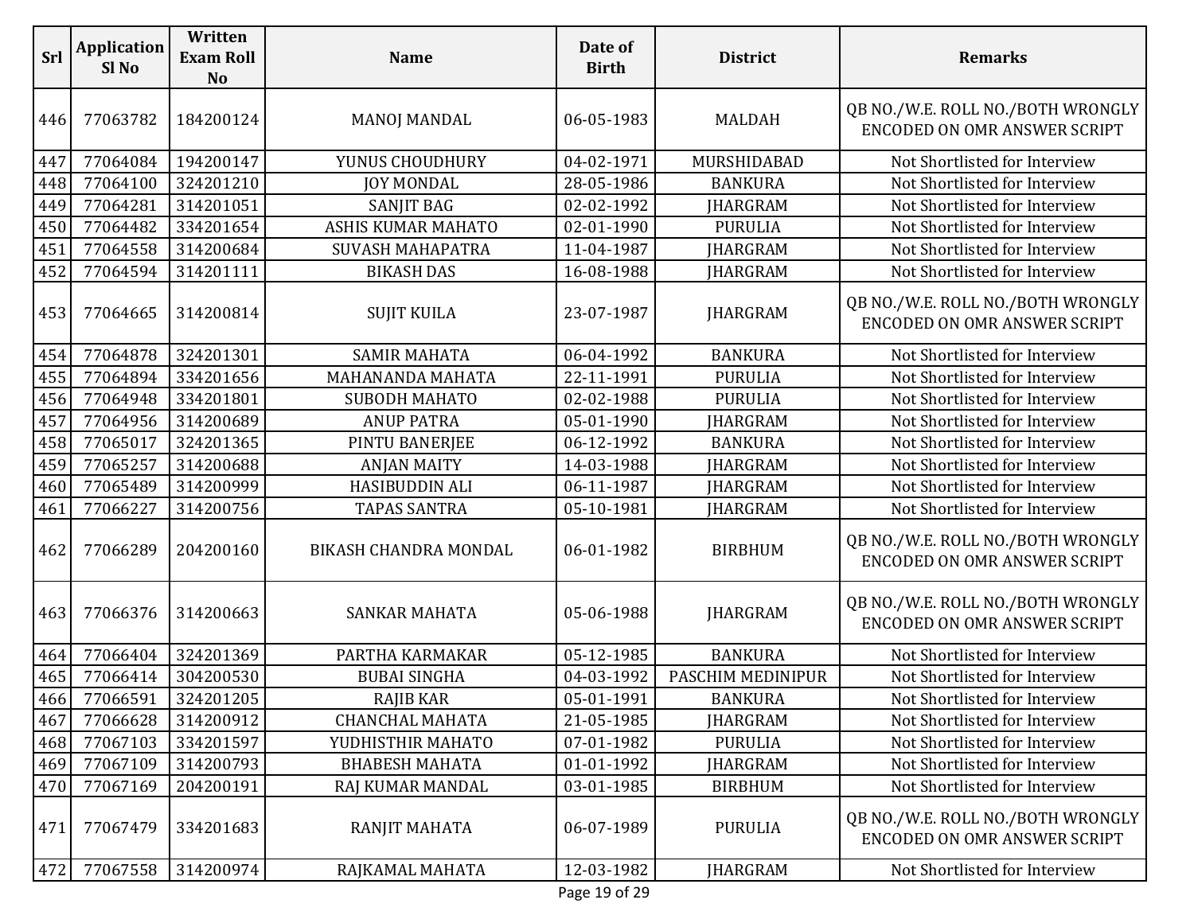| Srl | Application Sl No | Written Exam Roll No | Name | Date of Birth | District | Remarks |
|---|---|---|---|---|---|---|
| 446 | 77063782 | 184200124 | MANOJ MANDAL | 06-05-1983 | MALDAH | QB NO./W.E. ROLL NO./BOTH WRONGLY ENCODED ON OMR ANSWER SCRIPT |
| 447 | 77064084 | 194200147 | YUNUS CHOUDHURY | 04-02-1971 | MURSHIDABAD | Not Shortlisted for Interview |
| 448 | 77064100 | 324201210 | JOY MONDAL | 28-05-1986 | BANKURA | Not Shortlisted for Interview |
| 449 | 77064281 | 314201051 | SANJIT BAG | 02-02-1992 | JHARGRAM | Not Shortlisted for Interview |
| 450 | 77064482 | 334201654 | ASHIS KUMAR MAHATO | 02-01-1990 | PURULIA | Not Shortlisted for Interview |
| 451 | 77064558 | 314200684 | SUVASH MAHAPATRA | 11-04-1987 | JHARGRAM | Not Shortlisted for Interview |
| 452 | 77064594 | 314201111 | BIKASH DAS | 16-08-1988 | JHARGRAM | Not Shortlisted for Interview |
| 453 | 77064665 | 314200814 | SUJIT KUILA | 23-07-1987 | JHARGRAM | QB NO./W.E. ROLL NO./BOTH WRONGLY ENCODED ON OMR ANSWER SCRIPT |
| 454 | 77064878 | 324201301 | SAMIR MAHATA | 06-04-1992 | BANKURA | Not Shortlisted for Interview |
| 455 | 77064894 | 334201656 | MAHANANDA MAHATA | 22-11-1991 | PURULIA | Not Shortlisted for Interview |
| 456 | 77064948 | 334201801 | SUBODH MAHATO | 02-02-1988 | PURULIA | Not Shortlisted for Interview |
| 457 | 77064956 | 314200689 | ANUP PATRA | 05-01-1990 | JHARGRAM | Not Shortlisted for Interview |
| 458 | 77065017 | 324201365 | PINTU BANERJEE | 06-12-1992 | BANKURA | Not Shortlisted for Interview |
| 459 | 77065257 | 314200688 | ANJAN MAITY | 14-03-1988 | JHARGRAM | Not Shortlisted for Interview |
| 460 | 77065489 | 314200999 | HASIBUDDIN ALI | 06-11-1987 | JHARGRAM | Not Shortlisted for Interview |
| 461 | 77066227 | 314200756 | TAPAS SANTRA | 05-10-1981 | JHARGRAM | Not Shortlisted for Interview |
| 462 | 77066289 | 204200160 | BIKASH CHANDRA MONDAL | 06-01-1982 | BIRBHUM | QB NO./W.E. ROLL NO./BOTH WRONGLY ENCODED ON OMR ANSWER SCRIPT |
| 463 | 77066376 | 314200663 | SANKAR MAHATA | 05-06-1988 | JHARGRAM | QB NO./W.E. ROLL NO./BOTH WRONGLY ENCODED ON OMR ANSWER SCRIPT |
| 464 | 77066404 | 324201369 | PARTHA KARMAKAR | 05-12-1985 | BANKURA | Not Shortlisted for Interview |
| 465 | 77066414 | 304200530 | BUBAI SINGHA | 04-03-1992 | PASCHIM MEDINIPUR | Not Shortlisted for Interview |
| 466 | 77066591 | 324201205 | RAJIB KAR | 05-01-1991 | BANKURA | Not Shortlisted for Interview |
| 467 | 77066628 | 314200912 | CHANCHAL MAHATA | 21-05-1985 | JHARGRAM | Not Shortlisted for Interview |
| 468 | 77067103 | 334201597 | YUDHISTHIR MAHATO | 07-01-1982 | PURULIA | Not Shortlisted for Interview |
| 469 | 77067109 | 314200793 | BHABESH MAHATA | 01-01-1992 | JHARGRAM | Not Shortlisted for Interview |
| 470 | 77067169 | 204200191 | RAJ KUMAR MANDAL | 03-01-1985 | BIRBHUM | Not Shortlisted for Interview |
| 471 | 77067479 | 334201683 | RANJIT MAHATA | 06-07-1989 | PURULIA | QB NO./W.E. ROLL NO./BOTH WRONGLY ENCODED ON OMR ANSWER SCRIPT |
| 472 | 77067558 | 314200974 | RAJKAMAL MAHATA | 12-03-1982 | JHARGRAM | Not Shortlisted for Interview |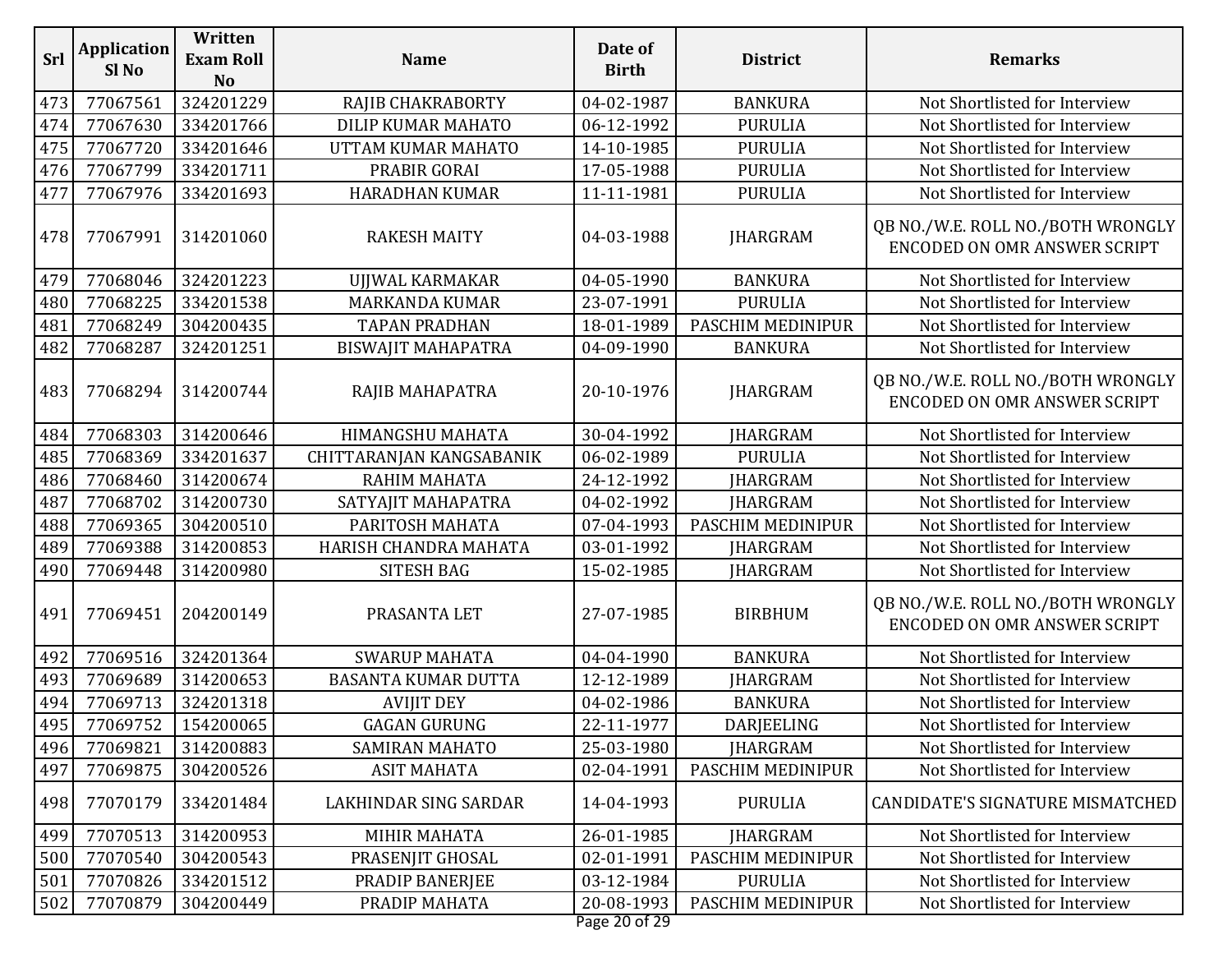| Srl | Application Sl No | Written Exam Roll No | Name | Date of Birth | District | Remarks |
|---|---|---|---|---|---|---|
| 473 | 77067561 | 324201229 | RAJIB CHAKRABORTY | 04-02-1987 | BANKURA | Not Shortlisted for Interview |
| 474 | 77067630 | 334201766 | DILIP KUMAR MAHATO | 06-12-1992 | PURULIA | Not Shortlisted for Interview |
| 475 | 77067720 | 334201646 | UTTAM KUMAR MAHATO | 14-10-1985 | PURULIA | Not Shortlisted for Interview |
| 476 | 77067799 | 334201711 | PRABIR GORAI | 17-05-1988 | PURULIA | Not Shortlisted for Interview |
| 477 | 77067976 | 334201693 | HARADHAN KUMAR | 11-11-1981 | PURULIA | Not Shortlisted for Interview |
| 478 | 77067991 | 314201060 | RAKESH MAITY | 04-03-1988 | JHARGRAM | QB NO./W.E. ROLL NO./BOTH WRONGLY ENCODED ON OMR ANSWER SCRIPT |
| 479 | 77068046 | 324201223 | UJJWAL KARMAKAR | 04-05-1990 | BANKURA | Not Shortlisted for Interview |
| 480 | 77068225 | 334201538 | MARKANDA KUMAR | 23-07-1991 | PURULIA | Not Shortlisted for Interview |
| 481 | 77068249 | 304200435 | TAPAN PRADHAN | 18-01-1989 | PASCHIM MEDINIPUR | Not Shortlisted for Interview |
| 482 | 77068287 | 324201251 | BISWAJIT MAHAPATRA | 04-09-1990 | BANKURA | Not Shortlisted for Interview |
| 483 | 77068294 | 314200744 | RAJIB MAHAPATRA | 20-10-1976 | JHARGRAM | QB NO./W.E. ROLL NO./BOTH WRONGLY ENCODED ON OMR ANSWER SCRIPT |
| 484 | 77068303 | 314200646 | HIMANGSHU MAHATA | 30-04-1992 | JHARGRAM | Not Shortlisted for Interview |
| 485 | 77068369 | 334201637 | CHITTARANJAN KANGSABANIK | 06-02-1989 | PURULIA | Not Shortlisted for Interview |
| 486 | 77068460 | 314200674 | RAHIM MAHATA | 24-12-1992 | JHARGRAM | Not Shortlisted for Interview |
| 487 | 77068702 | 314200730 | SATYAJIT MAHAPATRA | 04-02-1992 | JHARGRAM | Not Shortlisted for Interview |
| 488 | 77069365 | 304200510 | PARITOSH MAHATA | 07-04-1993 | PASCHIM MEDINIPUR | Not Shortlisted for Interview |
| 489 | 77069388 | 314200853 | HARISH CHANDRA MAHATA | 03-01-1992 | JHARGRAM | Not Shortlisted for Interview |
| 490 | 77069448 | 314200980 | SITESH BAG | 15-02-1985 | JHARGRAM | Not Shortlisted for Interview |
| 491 | 77069451 | 204200149 | PRASANTA LET | 27-07-1985 | BIRBHUM | QB NO./W.E. ROLL NO./BOTH WRONGLY ENCODED ON OMR ANSWER SCRIPT |
| 492 | 77069516 | 324201364 | SWARUP MAHATA | 04-04-1990 | BANKURA | Not Shortlisted for Interview |
| 493 | 77069689 | 314200653 | BASANTA KUMAR DUTTA | 12-12-1989 | JHARGRAM | Not Shortlisted for Interview |
| 494 | 77069713 | 324201318 | AVIJIT DEY | 04-02-1986 | BANKURA | Not Shortlisted for Interview |
| 495 | 77069752 | 154200065 | GAGAN GURUNG | 22-11-1977 | DARJEELING | Not Shortlisted for Interview |
| 496 | 77069821 | 314200883 | SAMIRAN MAHATO | 25-03-1980 | JHARGRAM | Not Shortlisted for Interview |
| 497 | 77069875 | 304200526 | ASIT MAHATA | 02-04-1991 | PASCHIM MEDINIPUR | Not Shortlisted for Interview |
| 498 | 77070179 | 334201484 | LAKHINDAR SING SARDAR | 14-04-1993 | PURULIA | CANDIDATE'S SIGNATURE MISMATCHED |
| 499 | 77070513 | 314200953 | MIHIR MAHATA | 26-01-1985 | JHARGRAM | Not Shortlisted for Interview |
| 500 | 77070540 | 304200543 | PRASENJIT GHOSAL | 02-01-1991 | PASCHIM MEDINIPUR | Not Shortlisted for Interview |
| 501 | 77070826 | 334201512 | PRADIP BANERJEE | 03-12-1984 | PURULIA | Not Shortlisted for Interview |
| 502 | 77070879 | 304200449 | PRADIP MAHATA | 20-08-1993 | PASCHIM MEDINIPUR | Not Shortlisted for Interview |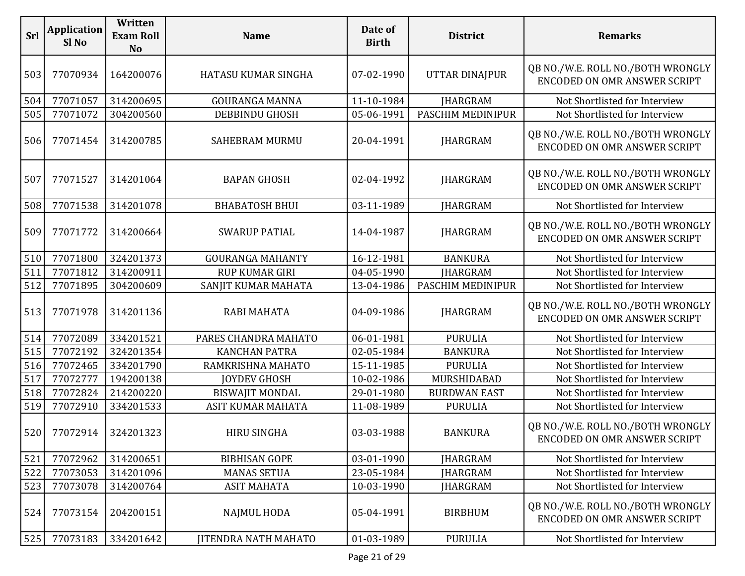| Srl | Application Sl No | Written Exam Roll No | Name | Date of Birth | District | Remarks |
|---|---|---|---|---|---|---|
| 503 | 77070934 | 164200076 | HATASU KUMAR SINGHA | 07-02-1990 | UTTAR DINAJPUR | QB NO./W.E. ROLL NO./BOTH WRONGLY ENCODED ON OMR ANSWER SCRIPT |
| 504 | 77071057 | 314200695 | GOURANGA MANNA | 11-10-1984 | JHARGRAM | Not Shortlisted for Interview |
| 505 | 77071072 | 304200560 | DEBBINDU GHOSH | 05-06-1991 | PASCHIM MEDINIPUR | Not Shortlisted for Interview |
| 506 | 77071454 | 314200785 | SAHEBRAM MURMU | 20-04-1991 | JHARGRAM | QB NO./W.E. ROLL NO./BOTH WRONGLY ENCODED ON OMR ANSWER SCRIPT |
| 507 | 77071527 | 314201064 | BAPAN GHOSH | 02-04-1992 | JHARGRAM | QB NO./W.E. ROLL NO./BOTH WRONGLY ENCODED ON OMR ANSWER SCRIPT |
| 508 | 77071538 | 314201078 | BHABATOSH BHUI | 03-11-1989 | JHARGRAM | Not Shortlisted for Interview |
| 509 | 77071772 | 314200664 | SWARUP PATIAL | 14-04-1987 | JHARGRAM | QB NO./W.E. ROLL NO./BOTH WRONGLY ENCODED ON OMR ANSWER SCRIPT |
| 510 | 77071800 | 324201373 | GOURANGA MAHANTY | 16-12-1981 | BANKURA | Not Shortlisted for Interview |
| 511 | 77071812 | 314200911 | RUP KUMAR GIRI | 04-05-1990 | JHARGRAM | Not Shortlisted for Interview |
| 512 | 77071895 | 304200609 | SANJIT KUMAR MAHATA | 13-04-1986 | PASCHIM MEDINIPUR | Not Shortlisted for Interview |
| 513 | 77071978 | 314201136 | RABI MAHATA | 04-09-1986 | JHARGRAM | QB NO./W.E. ROLL NO./BOTH WRONGLY ENCODED ON OMR ANSWER SCRIPT |
| 514 | 77072089 | 334201521 | PARES CHANDRA MAHATO | 06-01-1981 | PURULIA | Not Shortlisted for Interview |
| 515 | 77072192 | 324201354 | KANCHAN PATRA | 02-05-1984 | BANKURA | Not Shortlisted for Interview |
| 516 | 77072465 | 334201790 | RAMKRISHNA MAHATO | 15-11-1985 | PURULIA | Not Shortlisted for Interview |
| 517 | 77072777 | 194200138 | JOYDEV GHOSH | 10-02-1986 | MURSHIDABAD | Not Shortlisted for Interview |
| 518 | 77072824 | 214200220 | BISWAJIT MONDAL | 29-01-1980 | BURDWAN EAST | Not Shortlisted for Interview |
| 519 | 77072910 | 334201533 | ASIT KUMAR MAHATA | 11-08-1989 | PURULIA | Not Shortlisted for Interview |
| 520 | 77072914 | 324201323 | HIRU SINGHA | 03-03-1988 | BANKURA | QB NO./W.E. ROLL NO./BOTH WRONGLY ENCODED ON OMR ANSWER SCRIPT |
| 521 | 77072962 | 314200651 | BIBHISAN GOPE | 03-01-1990 | JHARGRAM | Not Shortlisted for Interview |
| 522 | 77073053 | 314201096 | MANAS SETUA | 23-05-1984 | JHARGRAM | Not Shortlisted for Interview |
| 523 | 77073078 | 314200764 | ASIT MAHATA | 10-03-1990 | JHARGRAM | Not Shortlisted for Interview |
| 524 | 77073154 | 204200151 | NAJMUL HODA | 05-04-1991 | BIRBHUM | QB NO./W.E. ROLL NO./BOTH WRONGLY ENCODED ON OMR ANSWER SCRIPT |
| 525 | 77073183 | 334201642 | JITENDRA NATH MAHATO | 01-03-1989 | PURULIA | Not Shortlisted for Interview |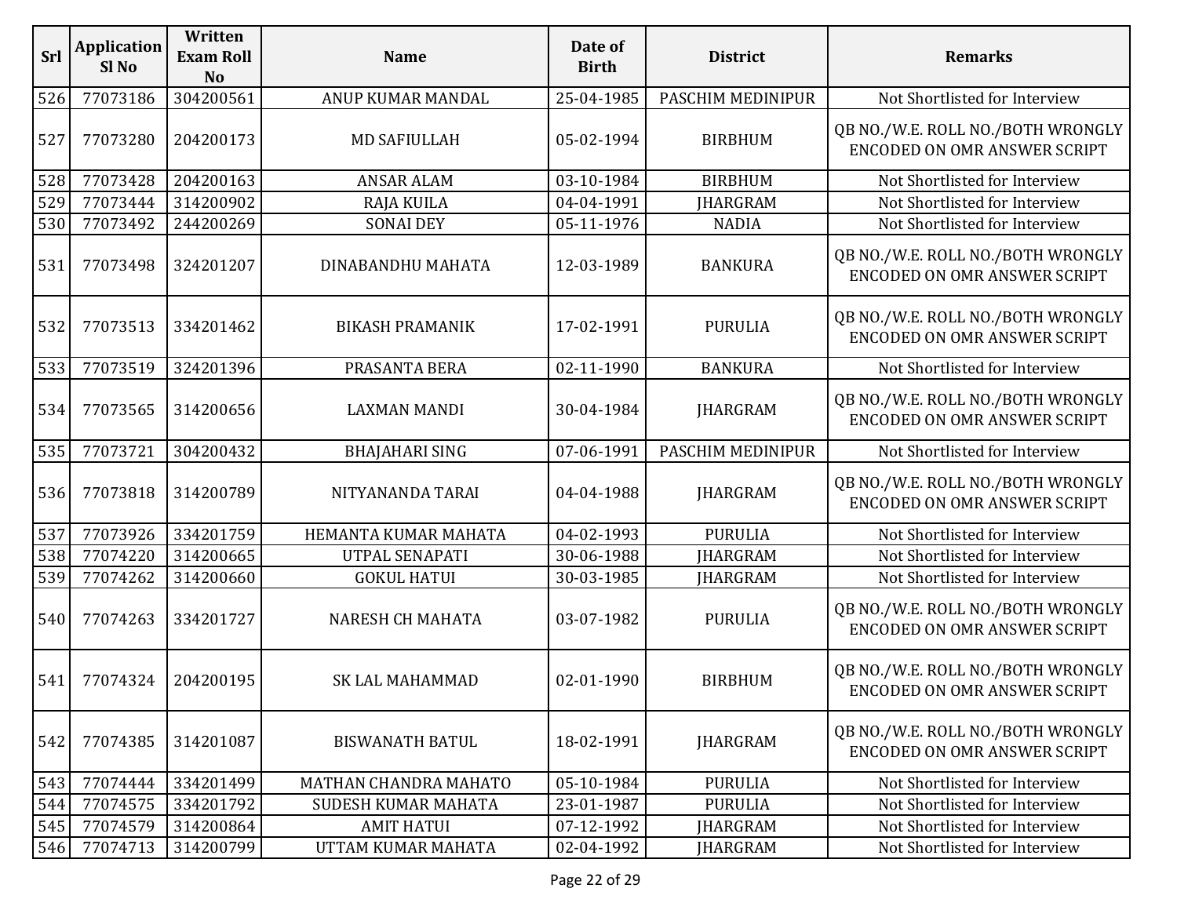| Srl | Application Sl No | Written Exam Roll No | Name | Date of Birth | District | Remarks |
|---|---|---|---|---|---|---|
| 526 | 77073186 | 304200561 | ANUP KUMAR MANDAL | 25-04-1985 | PASCHIM MEDINIPUR | Not Shortlisted for Interview |
| 527 | 77073280 | 204200173 | MD SAFIULLAH | 05-02-1994 | BIRBHUM | QB NO./W.E. ROLL NO./BOTH WRONGLY ENCODED ON OMR ANSWER SCRIPT |
| 528 | 77073428 | 204200163 | ANSAR ALAM | 03-10-1984 | BIRBHUM | Not Shortlisted for Interview |
| 529 | 77073444 | 314200902 | RAJA KUILA | 04-04-1991 | JHARGRAM | Not Shortlisted for Interview |
| 530 | 77073492 | 244200269 | SONAI DEY | 05-11-1976 | NADIA | Not Shortlisted for Interview |
| 531 | 77073498 | 324201207 | DINABANDHU MAHATA | 12-03-1989 | BANKURA | QB NO./W.E. ROLL NO./BOTH WRONGLY ENCODED ON OMR ANSWER SCRIPT |
| 532 | 77073513 | 334201462 | BIKASH PRAMANIK | 17-02-1991 | PURULIA | QB NO./W.E. ROLL NO./BOTH WRONGLY ENCODED ON OMR ANSWER SCRIPT |
| 533 | 77073519 | 324201396 | PRASANTA BERA | 02-11-1990 | BANKURA | Not Shortlisted for Interview |
| 534 | 77073565 | 314200656 | LAXMAN MANDI | 30-04-1984 | JHARGRAM | QB NO./W.E. ROLL NO./BOTH WRONGLY ENCODED ON OMR ANSWER SCRIPT |
| 535 | 77073721 | 304200432 | BHAJAHARI SING | 07-06-1991 | PASCHIM MEDINIPUR | Not Shortlisted for Interview |
| 536 | 77073818 | 314200789 | NITYANANDA TARAI | 04-04-1988 | JHARGRAM | QB NO./W.E. ROLL NO./BOTH WRONGLY ENCODED ON OMR ANSWER SCRIPT |
| 537 | 77073926 | 334201759 | HEMANTA KUMAR MAHATA | 04-02-1993 | PURULIA | Not Shortlisted for Interview |
| 538 | 77074220 | 314200665 | UTPAL SENAPATI | 30-06-1988 | JHARGRAM | Not Shortlisted for Interview |
| 539 | 77074262 | 314200660 | GOKUL HATUI | 30-03-1985 | JHARGRAM | Not Shortlisted for Interview |
| 540 | 77074263 | 334201727 | NARESH CH MAHATA | 03-07-1982 | PURULIA | QB NO./W.E. ROLL NO./BOTH WRONGLY ENCODED ON OMR ANSWER SCRIPT |
| 541 | 77074324 | 204200195 | SK LAL MAHAMMAD | 02-01-1990 | BIRBHUM | QB NO./W.E. ROLL NO./BOTH WRONGLY ENCODED ON OMR ANSWER SCRIPT |
| 542 | 77074385 | 314201087 | BISWANATH BATUL | 18-02-1991 | JHARGRAM | QB NO./W.E. ROLL NO./BOTH WRONGLY ENCODED ON OMR ANSWER SCRIPT |
| 543 | 77074444 | 334201499 | MATHAN CHANDRA MAHATO | 05-10-1984 | PURULIA | Not Shortlisted for Interview |
| 544 | 77074575 | 334201792 | SUDESH KUMAR MAHATA | 23-01-1987 | PURULIA | Not Shortlisted for Interview |
| 545 | 77074579 | 314200864 | AMIT HATUI | 07-12-1992 | JHARGRAM | Not Shortlisted for Interview |
| 546 | 77074713 | 314200799 | UTTAM KUMAR MAHATA | 02-04-1992 | JHARGRAM | Not Shortlisted for Interview |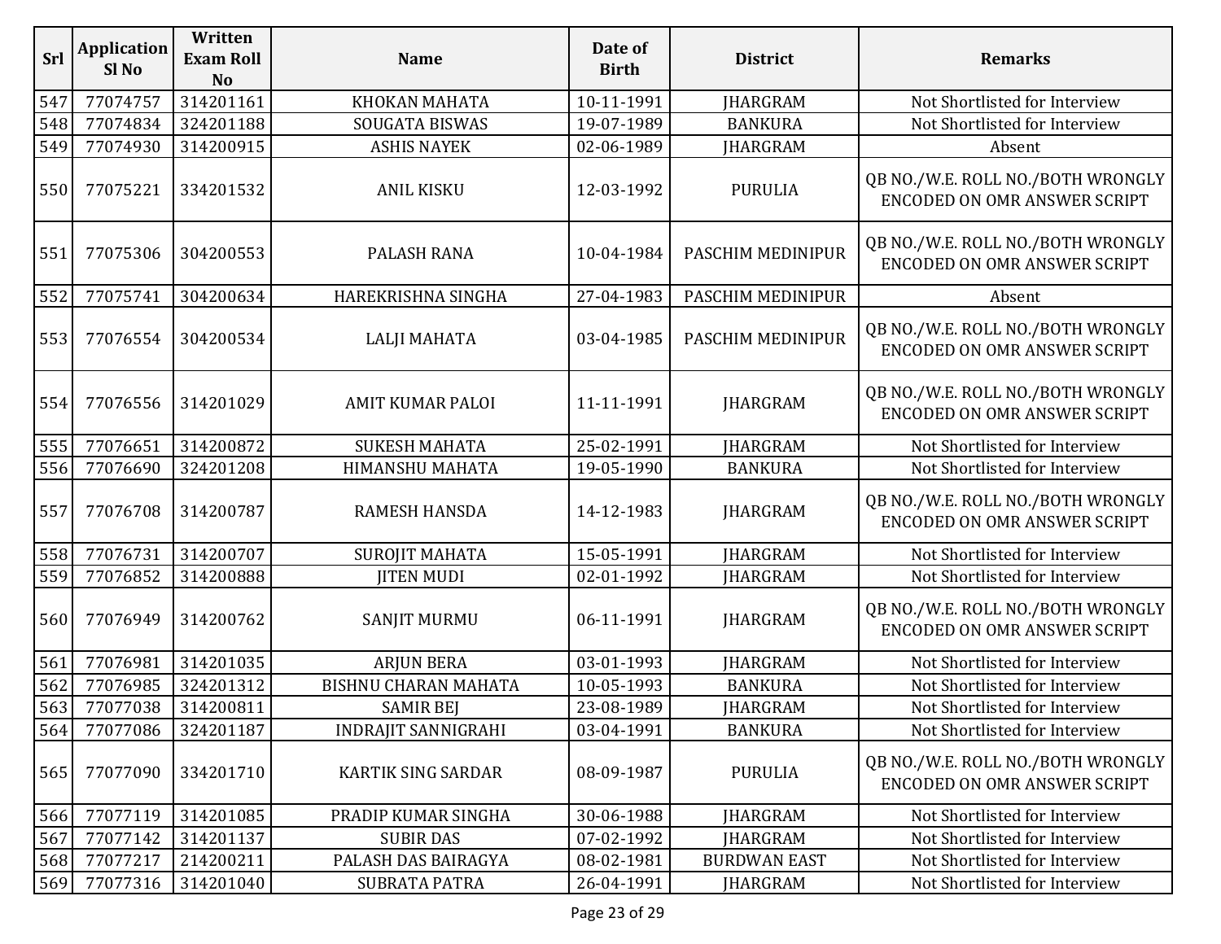| Srl | Application Sl No | Written Exam Roll No | Name | Date of Birth | District | Remarks |
|---|---|---|---|---|---|---|
| 547 | 77074757 | 314201161 | KHOKAN MAHATA | 10-11-1991 | JHARGRAM | Not Shortlisted for Interview |
| 548 | 77074834 | 324201188 | SOUGATA BISWAS | 19-07-1989 | BANKURA | Not Shortlisted for Interview |
| 549 | 77074930 | 314200915 | ASHIS NAYEK | 02-06-1989 | JHARGRAM | Absent |
| 550 | 77075221 | 334201532 | ANIL KISKU | 12-03-1992 | PURULIA | QB NO./W.E. ROLL NO./BOTH WRONGLY ENCODED ON OMR ANSWER SCRIPT |
| 551 | 77075306 | 304200553 | PALASH RANA | 10-04-1984 | PASCHIM MEDINIPUR | QB NO./W.E. ROLL NO./BOTH WRONGLY ENCODED ON OMR ANSWER SCRIPT |
| 552 | 77075741 | 304200634 | HAREKRISHNA SINGHA | 27-04-1983 | PASCHIM MEDINIPUR | Absent |
| 553 | 77076554 | 304200534 | LALJI MAHATA | 03-04-1985 | PASCHIM MEDINIPUR | QB NO./W.E. ROLL NO./BOTH WRONGLY ENCODED ON OMR ANSWER SCRIPT |
| 554 | 77076556 | 314201029 | AMIT KUMAR PALOI | 11-11-1991 | JHARGRAM | QB NO./W.E. ROLL NO./BOTH WRONGLY ENCODED ON OMR ANSWER SCRIPT |
| 555 | 77076651 | 314200872 | SUKESH MAHATA | 25-02-1991 | JHARGRAM | Not Shortlisted for Interview |
| 556 | 77076690 | 324201208 | HIMANSHU MAHATA | 19-05-1990 | BANKURA | Not Shortlisted for Interview |
| 557 | 77076708 | 314200787 | RAMESH HANSDA | 14-12-1983 | JHARGRAM | QB NO./W.E. ROLL NO./BOTH WRONGLY ENCODED ON OMR ANSWER SCRIPT |
| 558 | 77076731 | 314200707 | SUROJIT MAHATA | 15-05-1991 | JHARGRAM | Not Shortlisted for Interview |
| 559 | 77076852 | 314200888 | JITEN MUDI | 02-01-1992 | JHARGRAM | Not Shortlisted for Interview |
| 560 | 77076949 | 314200762 | SANJIT MURMU | 06-11-1991 | JHARGRAM | QB NO./W.E. ROLL NO./BOTH WRONGLY ENCODED ON OMR ANSWER SCRIPT |
| 561 | 77076981 | 314201035 | ARJUN BERA | 03-01-1993 | JHARGRAM | Not Shortlisted for Interview |
| 562 | 77076985 | 324201312 | BISHNU CHARAN MAHATA | 10-05-1993 | BANKURA | Not Shortlisted for Interview |
| 563 | 77077038 | 314200811 | SAMIR BEJ | 23-08-1989 | JHARGRAM | Not Shortlisted for Interview |
| 564 | 77077086 | 324201187 | INDRAJIT SANNIGRAHI | 03-04-1991 | BANKURA | Not Shortlisted for Interview |
| 565 | 77077090 | 334201710 | KARTIK SING SARDAR | 08-09-1987 | PURULIA | QB NO./W.E. ROLL NO./BOTH WRONGLY ENCODED ON OMR ANSWER SCRIPT |
| 566 | 77077119 | 314201085 | PRADIP KUMAR SINGHA | 30-06-1988 | JHARGRAM | Not Shortlisted for Interview |
| 567 | 77077142 | 314201137 | SUBIR DAS | 07-02-1992 | JHARGRAM | Not Shortlisted for Interview |
| 568 | 77077217 | 214200211 | PALASH DAS BAIRAGYA | 08-02-1981 | BURDWAN EAST | Not Shortlisted for Interview |
| 569 | 77077316 | 314201040 | SUBRATA PATRA | 26-04-1991 | JHARGRAM | Not Shortlisted for Interview |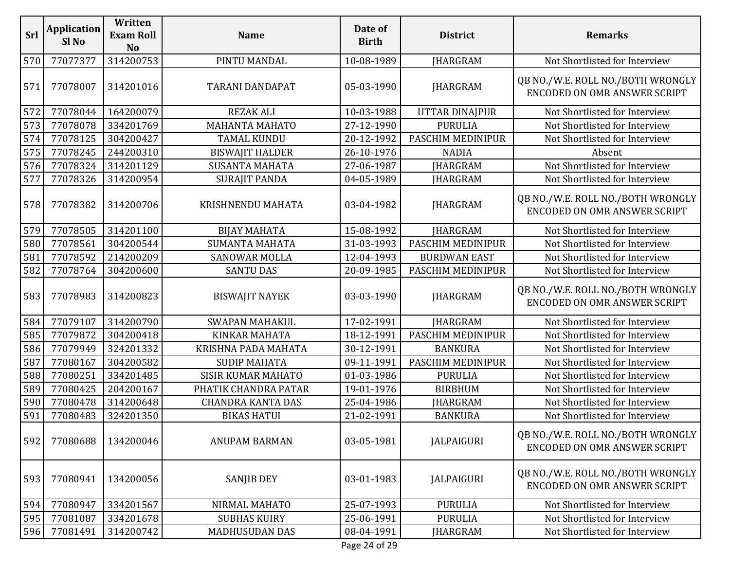| Srl | Application Sl No | Written Exam Roll No | Name | Date of Birth | District | Remarks |
|---|---|---|---|---|---|---|
| 570 | 77077377 | 314200753 | PINTU MANDAL | 10-08-1989 | JHARGRAM | Not Shortlisted for Interview |
| 571 | 77078007 | 314201016 | TARANI DANDAPAT | 05-03-1990 | JHARGRAM | QB NO./W.E. ROLL NO./BOTH WRONGLY ENCODED ON OMR ANSWER SCRIPT |
| 572 | 77078044 | 164200079 | REZAK ALI | 10-03-1988 | UTTAR DINAJPUR | Not Shortlisted for Interview |
| 573 | 77078078 | 334201769 | MAHANTA MAHATO | 27-12-1990 | PURULIA | Not Shortlisted for Interview |
| 574 | 77078125 | 304200427 | TAMAL KUNDU | 20-12-1992 | PASCHIM MEDINIPUR | Not Shortlisted for Interview |
| 575 | 77078245 | 244200310 | BISWAJIT HALDER | 26-10-1976 | NADIA | Absent |
| 576 | 77078324 | 314201129 | SUSANTA MAHATA | 27-06-1987 | JHARGRAM | Not Shortlisted for Interview |
| 577 | 77078326 | 314200954 | SURAJIT PANDA | 04-05-1989 | JHARGRAM | Not Shortlisted for Interview |
| 578 | 77078382 | 314200706 | KRISHNENDU MAHATA | 03-04-1982 | JHARGRAM | QB NO./W.E. ROLL NO./BOTH WRONGLY ENCODED ON OMR ANSWER SCRIPT |
| 579 | 77078505 | 314201100 | BIJAY MAHATA | 15-08-1992 | JHARGRAM | Not Shortlisted for Interview |
| 580 | 77078561 | 304200544 | SUMANTA MAHATA | 31-03-1993 | PASCHIM MEDINIPUR | Not Shortlisted for Interview |
| 581 | 77078592 | 214200209 | SANOWAR MOLLA | 12-04-1993 | BURDWAN EAST | Not Shortlisted for Interview |
| 582 | 77078764 | 304200600 | SANTU DAS | 20-09-1985 | PASCHIM MEDINIPUR | Not Shortlisted for Interview |
| 583 | 77078983 | 314200823 | BISWAJIT NAYEK | 03-03-1990 | JHARGRAM | QB NO./W.E. ROLL NO./BOTH WRONGLY ENCODED ON OMR ANSWER SCRIPT |
| 584 | 77079107 | 314200790 | SWAPAN MAHAKUL | 17-02-1991 | JHARGRAM | Not Shortlisted for Interview |
| 585 | 77079872 | 304200418 | KINKAR MAHATA | 18-12-1991 | PASCHIM MEDINIPUR | Not Shortlisted for Interview |
| 586 | 77079949 | 324201332 | KRISHNA PADA MAHATA | 30-12-1991 | BANKURA | Not Shortlisted for Interview |
| 587 | 77080167 | 304200582 | SUDIP MAHATA | 09-11-1991 | PASCHIM MEDINIPUR | Not Shortlisted for Interview |
| 588 | 77080251 | 334201485 | SISIR KUMAR MAHATO | 01-03-1986 | PURULIA | Not Shortlisted for Interview |
| 589 | 77080425 | 204200167 | PHATIK CHANDRA PATAR | 19-01-1976 | BIRBHUM | Not Shortlisted for Interview |
| 590 | 77080478 | 314200648 | CHANDRA KANTA DAS | 25-04-1986 | JHARGRAM | Not Shortlisted for Interview |
| 591 | 77080483 | 324201350 | BIKAS HATUI | 21-02-1991 | BANKURA | Not Shortlisted for Interview |
| 592 | 77080688 | 134200046 | ANUPAM BARMAN | 03-05-1981 | JALPAIGURI | QB NO./W.E. ROLL NO./BOTH WRONGLY ENCODED ON OMR ANSWER SCRIPT |
| 593 | 77080941 | 134200056 | SANJIB DEY | 03-01-1983 | JALPAIGURI | QB NO./W.E. ROLL NO./BOTH WRONGLY ENCODED ON OMR ANSWER SCRIPT |
| 594 | 77080947 | 334201567 | NIRMAL MAHATO | 25-07-1993 | PURULIA | Not Shortlisted for Interview |
| 595 | 77081087 | 334201678 | SUBHAS KUIRY | 25-06-1991 | PURULIA | Not Shortlisted for Interview |
| 596 | 77081491 | 314200742 | MADHUSUDAN DAS | 08-04-1991 | JHARGRAM | Not Shortlisted for Interview |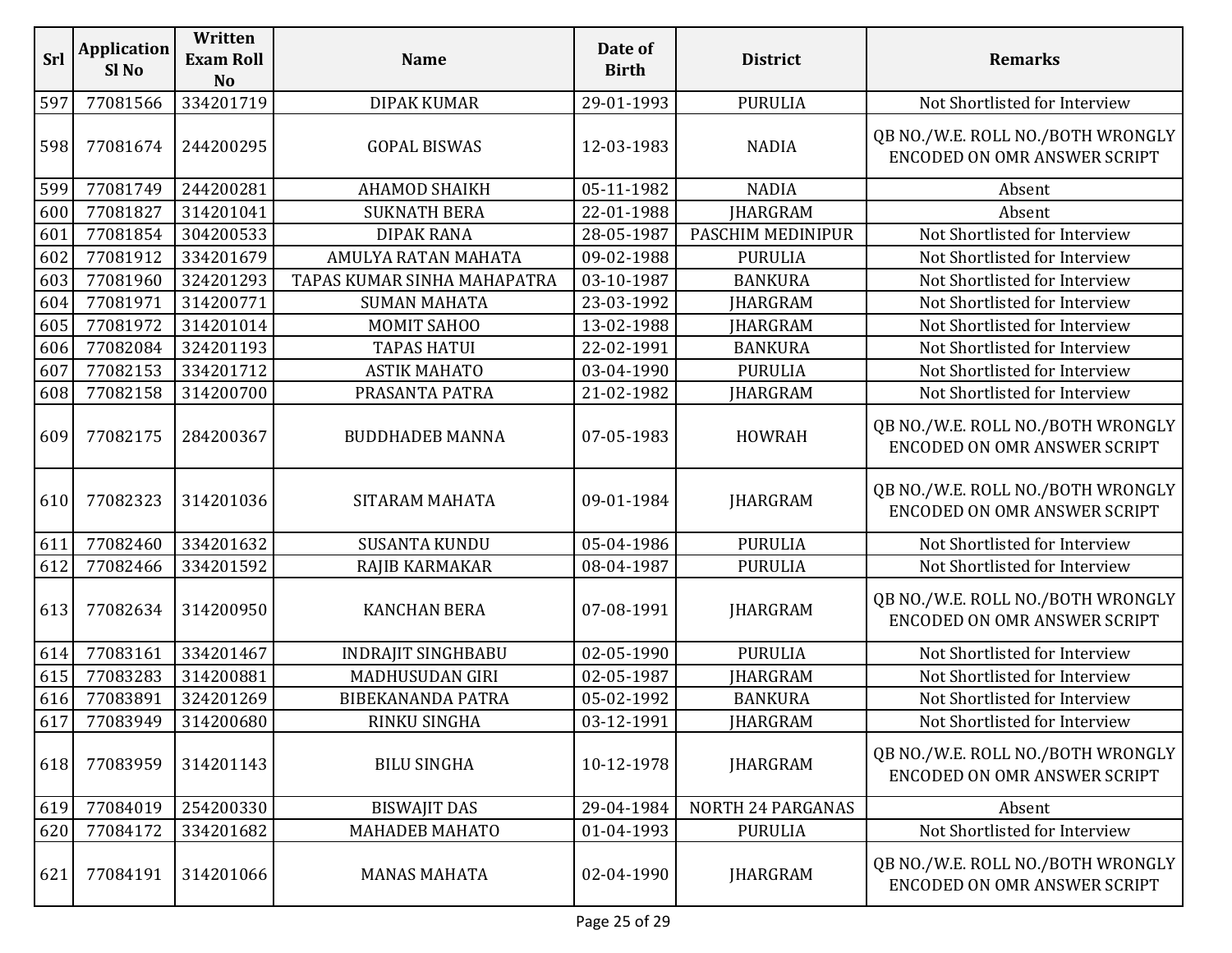| Srl | Application Sl No | Written Exam Roll No | Name | Date of Birth | District | Remarks |
|---|---|---|---|---|---|---|
| 597 | 77081566 | 334201719 | DIPAK KUMAR | 29-01-1993 | PURULIA | Not Shortlisted for Interview |
| 598 | 77081674 | 244200295 | GOPAL BISWAS | 12-03-1983 | NADIA | QB NO./W.E. ROLL NO./BOTH WRONGLY ENCODED ON OMR ANSWER SCRIPT |
| 599 | 77081749 | 244200281 | AHAMOD SHAIKH | 05-11-1982 | NADIA | Absent |
| 600 | 77081827 | 314201041 | SUKNATH BERA | 22-01-1988 | JHARGRAM | Absent |
| 601 | 77081854 | 304200533 | DIPAK RANA | 28-05-1987 | PASCHIM MEDINIPUR | Not Shortlisted for Interview |
| 602 | 77081912 | 334201679 | AMULYA RATAN MAHATA | 09-02-1988 | PURULIA | Not Shortlisted for Interview |
| 603 | 77081960 | 324201293 | TAPAS KUMAR SINHA MAHAPATRA | 03-10-1987 | BANKURA | Not Shortlisted for Interview |
| 604 | 77081971 | 314200771 | SUMAN MAHATA | 23-03-1992 | JHARGRAM | Not Shortlisted for Interview |
| 605 | 77081972 | 314201014 | MOMIT SAHOO | 13-02-1988 | JHARGRAM | Not Shortlisted for Interview |
| 606 | 77082084 | 324201193 | TAPAS HATUI | 22-02-1991 | BANKURA | Not Shortlisted for Interview |
| 607 | 77082153 | 334201712 | ASTIK MAHATO | 03-04-1990 | PURULIA | Not Shortlisted for Interview |
| 608 | 77082158 | 314200700 | PRASANTA PATRA | 21-02-1982 | JHARGRAM | Not Shortlisted for Interview |
| 609 | 77082175 | 284200367 | BUDDHADEB MANNA | 07-05-1983 | HOWRAH | QB NO./W.E. ROLL NO./BOTH WRONGLY ENCODED ON OMR ANSWER SCRIPT |
| 610 | 77082323 | 314201036 | SITARAM MAHATA | 09-01-1984 | JHARGRAM | QB NO./W.E. ROLL NO./BOTH WRONGLY ENCODED ON OMR ANSWER SCRIPT |
| 611 | 77082460 | 334201632 | SUSANTA KUNDU | 05-04-1986 | PURULIA | Not Shortlisted for Interview |
| 612 | 77082466 | 334201592 | RAJIB KARMAKAR | 08-04-1987 | PURULIA | Not Shortlisted for Interview |
| 613 | 77082634 | 314200950 | KANCHAN BERA | 07-08-1991 | JHARGRAM | QB NO./W.E. ROLL NO./BOTH WRONGLY ENCODED ON OMR ANSWER SCRIPT |
| 614 | 77083161 | 334201467 | INDRAJIT SINGHBABU | 02-05-1990 | PURULIA | Not Shortlisted for Interview |
| 615 | 77083283 | 314200881 | MADHUSUDAN GIRI | 02-05-1987 | JHARGRAM | Not Shortlisted for Interview |
| 616 | 77083891 | 324201269 | BIBEKANANDA PATRA | 05-02-1992 | BANKURA | Not Shortlisted for Interview |
| 617 | 77083949 | 314200680 | RINKU SINGHA | 03-12-1991 | JHARGRAM | Not Shortlisted for Interview |
| 618 | 77083959 | 314201143 | BILU SINGHA | 10-12-1978 | JHARGRAM | QB NO./W.E. ROLL NO./BOTH WRONGLY ENCODED ON OMR ANSWER SCRIPT |
| 619 | 77084019 | 254200330 | BISWAJIT DAS | 29-04-1984 | NORTH 24 PARGANAS | Absent |
| 620 | 77084172 | 334201682 | MAHADEB MAHATO | 01-04-1993 | PURULIA | Not Shortlisted for Interview |
| 621 | 77084191 | 314201066 | MANAS MAHATA | 02-04-1990 | JHARGRAM | QB NO./W.E. ROLL NO./BOTH WRONGLY ENCODED ON OMR ANSWER SCRIPT |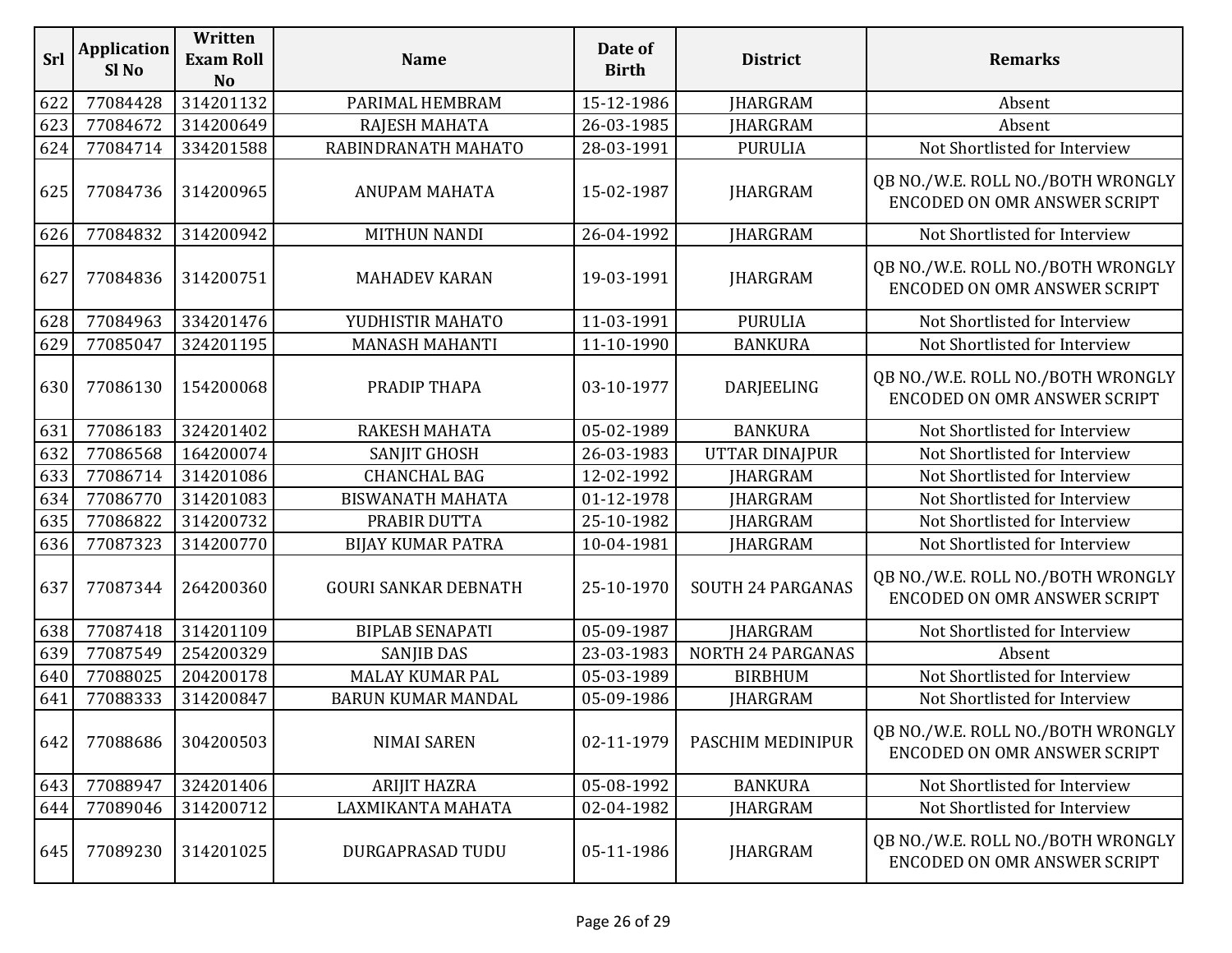| Srl | Application Sl No | Written Exam Roll No | Name | Date of Birth | District | Remarks |
|---|---|---|---|---|---|---|
| 622 | 77084428 | 314201132 | PARIMAL HEMBRAM | 15-12-1986 | JHARGRAM | Absent |
| 623 | 77084672 | 314200649 | RAJESH MAHATA | 26-03-1985 | JHARGRAM | Absent |
| 624 | 77084714 | 334201588 | RABINDRANATH MAHATO | 28-03-1991 | PURULIA | Not Shortlisted for Interview |
| 625 | 77084736 | 314200965 | ANUPAM MAHATA | 15-02-1987 | JHARGRAM | QB NO./W.E. ROLL NO./BOTH WRONGLY ENCODED ON OMR ANSWER SCRIPT |
| 626 | 77084832 | 314200942 | MITHUN NANDI | 26-04-1992 | JHARGRAM | Not Shortlisted for Interview |
| 627 | 77084836 | 314200751 | MAHADEV KARAN | 19-03-1991 | JHARGRAM | QB NO./W.E. ROLL NO./BOTH WRONGLY ENCODED ON OMR ANSWER SCRIPT |
| 628 | 77084963 | 334201476 | YUDHISTIR MAHATO | 11-03-1991 | PURULIA | Not Shortlisted for Interview |
| 629 | 77085047 | 324201195 | MANASH MAHANTI | 11-10-1990 | BANKURA | Not Shortlisted for Interview |
| 630 | 77086130 | 154200068 | PRADIP THAPA | 03-10-1977 | DARJEELING | QB NO./W.E. ROLL NO./BOTH WRONGLY ENCODED ON OMR ANSWER SCRIPT |
| 631 | 77086183 | 324201402 | RAKESH MAHATA | 05-02-1989 | BANKURA | Not Shortlisted for Interview |
| 632 | 77086568 | 164200074 | SANJIT GHOSH | 26-03-1983 | UTTAR DINAJPUR | Not Shortlisted for Interview |
| 633 | 77086714 | 314201086 | CHANCHAL BAG | 12-02-1992 | JHARGRAM | Not Shortlisted for Interview |
| 634 | 77086770 | 314201083 | BISWANATH MAHATA | 01-12-1978 | JHARGRAM | Not Shortlisted for Interview |
| 635 | 77086822 | 314200732 | PRABIR DUTTA | 25-10-1982 | JHARGRAM | Not Shortlisted for Interview |
| 636 | 77087323 | 314200770 | BIJAY KUMAR PATRA | 10-04-1981 | JHARGRAM | Not Shortlisted for Interview |
| 637 | 77087344 | 264200360 | GOURI SANKAR DEBNATH | 25-10-1970 | SOUTH 24 PARGANAS | QB NO./W.E. ROLL NO./BOTH WRONGLY ENCODED ON OMR ANSWER SCRIPT |
| 638 | 77087418 | 314201109 | BIPLAB SENAPATI | 05-09-1987 | JHARGRAM | Not Shortlisted for Interview |
| 639 | 77087549 | 254200329 | SANJIB DAS | 23-03-1983 | NORTH 24 PARGANAS | Absent |
| 640 | 77088025 | 204200178 | MALAY KUMAR PAL | 05-03-1989 | BIRBHUM | Not Shortlisted for Interview |
| 641 | 77088333 | 314200847 | BARUN KUMAR MANDAL | 05-09-1986 | JHARGRAM | Not Shortlisted for Interview |
| 642 | 77088686 | 304200503 | NIMAI SAREN | 02-11-1979 | PASCHIM MEDINIPUR | QB NO./W.E. ROLL NO./BOTH WRONGLY ENCODED ON OMR ANSWER SCRIPT |
| 643 | 77088947 | 324201406 | ARIJIT HAZRA | 05-08-1992 | BANKURA | Not Shortlisted for Interview |
| 644 | 77089046 | 314200712 | LAXMIKANTA MAHATA | 02-04-1982 | JHARGRAM | Not Shortlisted for Interview |
| 645 | 77089230 | 314201025 | DURGAPRASAD TUDU | 05-11-1986 | JHARGRAM | QB NO./W.E. ROLL NO./BOTH WRONGLY ENCODED ON OMR ANSWER SCRIPT |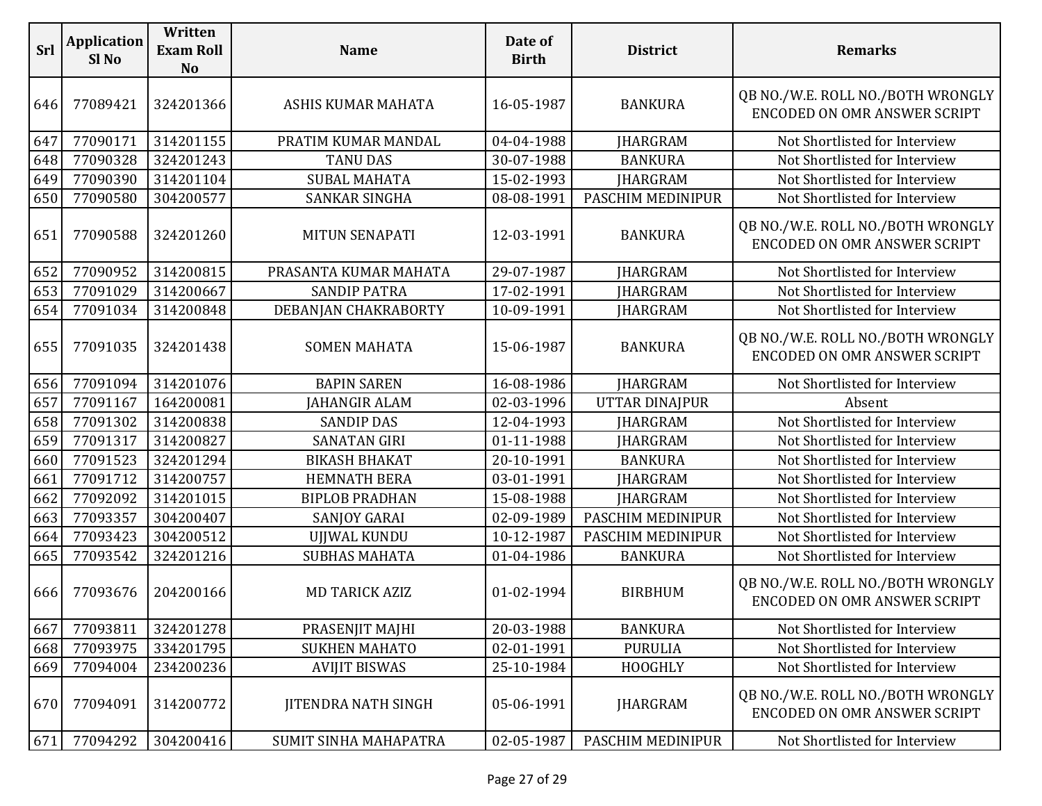| Srl | Application Sl No | Written Exam Roll No | Name | Date of Birth | District | Remarks |
|---|---|---|---|---|---|---|
| 646 | 77089421 | 324201366 | ASHIS KUMAR MAHATA | 16-05-1987 | BANKURA | QB NO./W.E. ROLL NO./BOTH WRONGLY ENCODED ON OMR ANSWER SCRIPT |
| 647 | 77090171 | 314201155 | PRATIM KUMAR MANDAL | 04-04-1988 | JHARGRAM | Not Shortlisted for Interview |
| 648 | 77090328 | 324201243 | TANU DAS | 30-07-1988 | BANKURA | Not Shortlisted for Interview |
| 649 | 77090390 | 314201104 | SUBAL MAHATA | 15-02-1993 | JHARGRAM | Not Shortlisted for Interview |
| 650 | 77090580 | 304200577 | SANKAR SINGHA | 08-08-1991 | PASCHIM MEDINIPUR | Not Shortlisted for Interview |
| 651 | 77090588 | 324201260 | MITUN SENAPATI | 12-03-1991 | BANKURA | QB NO./W.E. ROLL NO./BOTH WRONGLY ENCODED ON OMR ANSWER SCRIPT |
| 652 | 77090952 | 314200815 | PRASANTA KUMAR MAHATA | 29-07-1987 | JHARGRAM | Not Shortlisted for Interview |
| 653 | 77091029 | 314200667 | SANDIP PATRA | 17-02-1991 | JHARGRAM | Not Shortlisted for Interview |
| 654 | 77091034 | 314200848 | DEBANJAN CHAKRABORTY | 10-09-1991 | JHARGRAM | Not Shortlisted for Interview |
| 655 | 77091035 | 324201438 | SOMEN MAHATA | 15-06-1987 | BANKURA | QB NO./W.E. ROLL NO./BOTH WRONGLY ENCODED ON OMR ANSWER SCRIPT |
| 656 | 77091094 | 314201076 | BAPIN SAREN | 16-08-1986 | JHARGRAM | Not Shortlisted for Interview |
| 657 | 77091167 | 164200081 | JAHANGIR ALAM | 02-03-1996 | UTTAR DINAJPUR | Absent |
| 658 | 77091302 | 314200838 | SANDIP DAS | 12-04-1993 | JHARGRAM | Not Shortlisted for Interview |
| 659 | 77091317 | 314200827 | SANATAN GIRI | 01-11-1988 | JHARGRAM | Not Shortlisted for Interview |
| 660 | 77091523 | 324201294 | BIKASH BHAKAT | 20-10-1991 | BANKURA | Not Shortlisted for Interview |
| 661 | 77091712 | 314200757 | HEMNATH BERA | 03-01-1991 | JHARGRAM | Not Shortlisted for Interview |
| 662 | 77092092 | 314201015 | BIPLOB PRADHAN | 15-08-1988 | JHARGRAM | Not Shortlisted for Interview |
| 663 | 77093357 | 304200407 | SANJOY GARAI | 02-09-1989 | PASCHIM MEDINIPUR | Not Shortlisted for Interview |
| 664 | 77093423 | 304200512 | UJJWAL KUNDU | 10-12-1987 | PASCHIM MEDINIPUR | Not Shortlisted for Interview |
| 665 | 77093542 | 324201216 | SUBHAS MAHATA | 01-04-1986 | BANKURA | Not Shortlisted for Interview |
| 666 | 77093676 | 204200166 | MD TARICK AZIZ | 01-02-1994 | BIRBHUM | QB NO./W.E. ROLL NO./BOTH WRONGLY ENCODED ON OMR ANSWER SCRIPT |
| 667 | 77093811 | 324201278 | PRASENJIT MAJHI | 20-03-1988 | BANKURA | Not Shortlisted for Interview |
| 668 | 77093975 | 334201795 | SUKHEN MAHATO | 02-01-1991 | PURULIA | Not Shortlisted for Interview |
| 669 | 77094004 | 234200236 | AVIJIT BISWAS | 25-10-1984 | HOOGHLY | Not Shortlisted for Interview |
| 670 | 77094091 | 314200772 | JITENDRA NATH SINGH | 05-06-1991 | JHARGRAM | QB NO./W.E. ROLL NO./BOTH WRONGLY ENCODED ON OMR ANSWER SCRIPT |
| 671 | 77094292 | 304200416 | SUMIT SINHA MAHAPATRA | 02-05-1987 | PASCHIM MEDINIPUR | Not Shortlisted for Interview |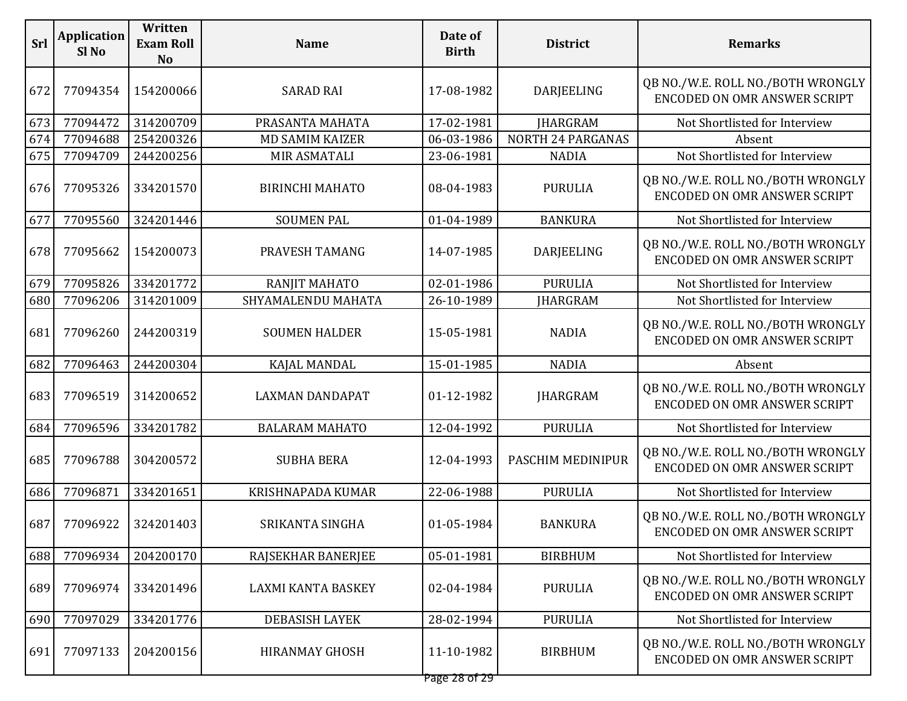| Srl | Application Sl No | Written Exam Roll No | Name | Date of Birth | District | Remarks |
|---|---|---|---|---|---|---|
| 672 | 77094354 | 154200066 | SARAD RAI | 17-08-1982 | DARJEELING | QB NO./W.E. ROLL NO./BOTH WRONGLY ENCODED ON OMR ANSWER SCRIPT |
| 673 | 77094472 | 314200709 | PRASANTA MAHATA | 17-02-1981 | JHARGRAM | Not Shortlisted for Interview |
| 674 | 77094688 | 254200326 | MD SAMIM KAIZER | 06-03-1986 | NORTH 24 PARGANAS | Absent |
| 675 | 77094709 | 244200256 | MIR ASMATALI | 23-06-1981 | NADIA | Not Shortlisted for Interview |
| 676 | 77095326 | 334201570 | BIRINCHI MAHATO | 08-04-1983 | PURULIA | QB NO./W.E. ROLL NO./BOTH WRONGLY ENCODED ON OMR ANSWER SCRIPT |
| 677 | 77095560 | 324201446 | SOUMEN PAL | 01-04-1989 | BANKURA | Not Shortlisted for Interview |
| 678 | 77095662 | 154200073 | PRAVESH TAMANG | 14-07-1985 | DARJEELING | QB NO./W.E. ROLL NO./BOTH WRONGLY ENCODED ON OMR ANSWER SCRIPT |
| 679 | 77095826 | 334201772 | RANJIT MAHATO | 02-01-1986 | PURULIA | Not Shortlisted for Interview |
| 680 | 77096206 | 314201009 | SHYAMALENDU MAHATA | 26-10-1989 | JHARGRAM | Not Shortlisted for Interview |
| 681 | 77096260 | 244200319 | SOUMEN HALDER | 15-05-1981 | NADIA | QB NO./W.E. ROLL NO./BOTH WRONGLY ENCODED ON OMR ANSWER SCRIPT |
| 682 | 77096463 | 244200304 | KAJAL MANDAL | 15-01-1985 | NADIA | Absent |
| 683 | 77096519 | 314200652 | LAXMAN DANDAPAT | 01-12-1982 | JHARGRAM | QB NO./W.E. ROLL NO./BOTH WRONGLY ENCODED ON OMR ANSWER SCRIPT |
| 684 | 77096596 | 334201782 | BALARAM MAHATO | 12-04-1992 | PURULIA | Not Shortlisted for Interview |
| 685 | 77096788 | 304200572 | SUBHA BERA | 12-04-1993 | PASCHIM MEDINIPUR | QB NO./W.E. ROLL NO./BOTH WRONGLY ENCODED ON OMR ANSWER SCRIPT |
| 686 | 77096871 | 334201651 | KRISHNAPADA KUMAR | 22-06-1988 | PURULIA | Not Shortlisted for Interview |
| 687 | 77096922 | 324201403 | SRIKANTA SINGHA | 01-05-1984 | BANKURA | QB NO./W.E. ROLL NO./BOTH WRONGLY ENCODED ON OMR ANSWER SCRIPT |
| 688 | 77096934 | 204200170 | RAJSEKHAR BANERJEE | 05-01-1981 | BIRBHUM | Not Shortlisted for Interview |
| 689 | 77096974 | 334201496 | LAXMI KANTA BASKEY | 02-04-1984 | PURULIA | QB NO./W.E. ROLL NO./BOTH WRONGLY ENCODED ON OMR ANSWER SCRIPT |
| 690 | 77097029 | 334201776 | DEBASISH LAYEK | 28-02-1994 | PURULIA | Not Shortlisted for Interview |
| 691 | 77097133 | 204200156 | HIRANMAY GHOSH | 11-10-1982 | BIRBHUM | QB NO./W.E. ROLL NO./BOTH WRONGLY ENCODED ON OMR ANSWER SCRIPT |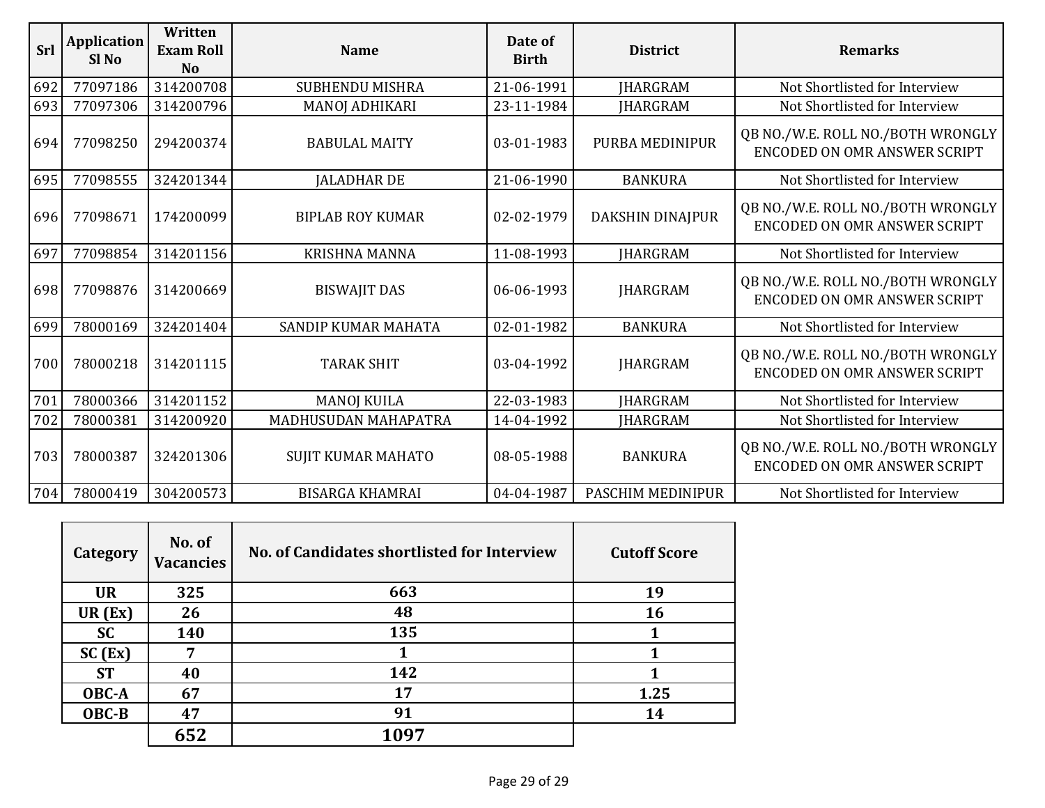| Srl | Application Sl No | Written Exam Roll No | Name | Date of Birth | District | Remarks |
|---|---|---|---|---|---|---|
| 692 | 77097186 | 314200708 | SUBHENDU MISHRA | 21-06-1991 | JHARGRAM | Not Shortlisted for Interview |
| 693 | 77097306 | 314200796 | MANOJ ADHIKARI | 23-11-1984 | JHARGRAM | Not Shortlisted for Interview |
| 694 | 77098250 | 294200374 | BABULAL MAITY | 03-01-1983 | PURBA MEDINIPUR | QB NO./W.E. ROLL NO./BOTH WRONGLY ENCODED ON OMR ANSWER SCRIPT |
| 695 | 77098555 | 324201344 | JALADHAR DE | 21-06-1990 | BANKURA | Not Shortlisted for Interview |
| 696 | 77098671 | 174200099 | BIPLAB ROY KUMAR | 02-02-1979 | DAKSHIN DINAJPUR | QB NO./W.E. ROLL NO./BOTH WRONGLY ENCODED ON OMR ANSWER SCRIPT |
| 697 | 77098854 | 314201156 | KRISHNA MANNA | 11-08-1993 | JHARGRAM | Not Shortlisted for Interview |
| 698 | 77098876 | 314200669 | BISWAJIT DAS | 06-06-1993 | JHARGRAM | QB NO./W.E. ROLL NO./BOTH WRONGLY ENCODED ON OMR ANSWER SCRIPT |
| 699 | 78000169 | 324201404 | SANDIP KUMAR MAHATA | 02-01-1982 | BANKURA | Not Shortlisted for Interview |
| 700 | 78000218 | 314201115 | TARAK SHIT | 03-04-1992 | JHARGRAM | QB NO./W.E. ROLL NO./BOTH WRONGLY ENCODED ON OMR ANSWER SCRIPT |
| 701 | 78000366 | 314201152 | MANOJ KUILA | 22-03-1983 | JHARGRAM | Not Shortlisted for Interview |
| 702 | 78000381 | 314200920 | MADHUSUDAN MAHAPATRA | 14-04-1992 | JHARGRAM | Not Shortlisted for Interview |
| 703 | 78000387 | 324201306 | SUJIT KUMAR MAHATO | 08-05-1988 | BANKURA | QB NO./W.E. ROLL NO./BOTH WRONGLY ENCODED ON OMR ANSWER SCRIPT |
| 704 | 78000419 | 304200573 | BISARGA KHAMRAI | 04-04-1987 | PASCHIM MEDINIPUR | Not Shortlisted for Interview |

| Category | No. of Vacancies | No. of Candidates shortlisted for Interview | Cutoff Score |
|---|---|---|---|
| **UR** | **325** | **663** | **19** |
| **UR (Ex)** | **26** | **48** | **16** |
| **SC** | **140** | **135** | **1** |
| **SC (Ex)** | **7** | **1** | **1** |
| **ST** | **40** | **142** | **1** |
| **OBC-A** | **67** | **17** | **1.25** |
| **OBC-B** | **47** | **91** | **14** |
| | **652** | **1097** | |